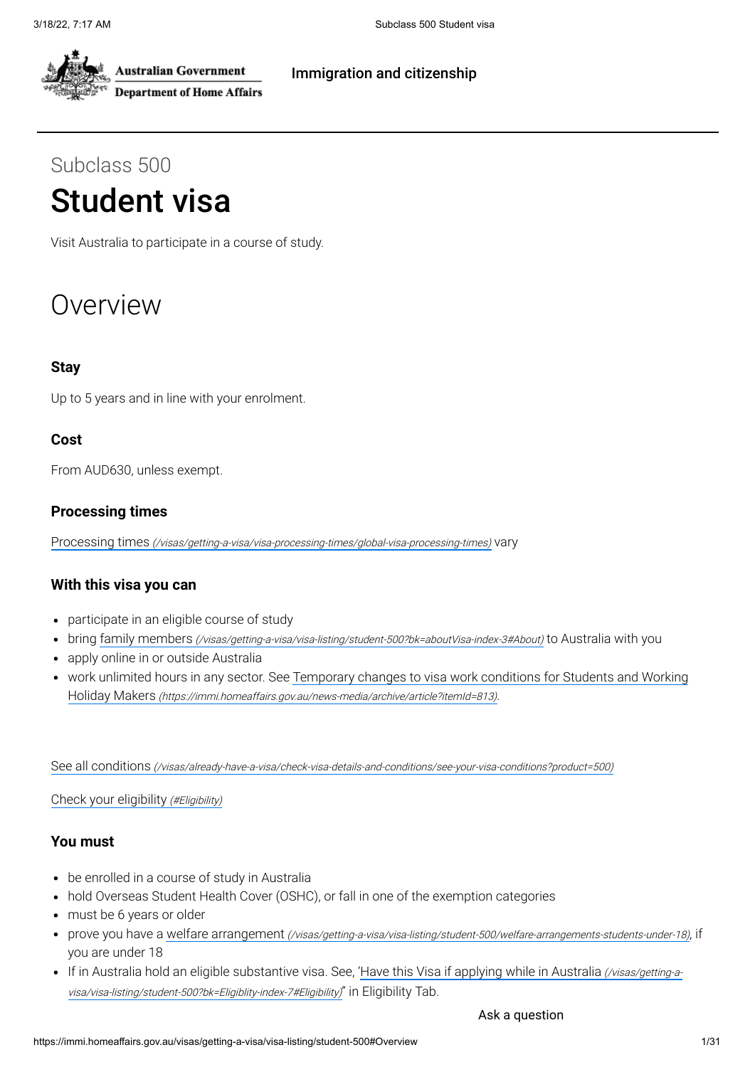Australian Government
Department of Home Affairs

Immigration and citizenship

Subclass 500

# Student visa

Visit Australia to participate in a course of study.

## Overview

### Stay

Up to 5 years and in line with your enrolment.

### Cost

From AUD630, unless exempt.

### Processing times

[Processing times](/visas/getting-a-visa/visa-processing-times/global-visa-processing-times) vary

### With this visa you can

- participate in an eligible course of study
- bring [family members](/visas/getting-a-visa/visa-listing/student-500?bk=aboutVisa-index-3#About) to Australia with you
- apply online in or outside Australia
- work unlimited hours in any sector. See [Temporary changes to visa work conditions for Students and Working Holiday Makers](https://immi.homeaffairs.gov.au/news-media/archive/article?itemId=813).

[See all conditions](/visas/already-have-a-visa/check-visa-details-and-conditions/see-your-visa-conditions?product=500)

[Check your eligibility](#Eligibility)

### You must

- be enrolled in a course of study in Australia
- hold Overseas Student Health Cover (OSHC), or fall in one of the exemption categories
- must be 6 years or older
- prove you have a [welfare arrangement](/visas/getting-a-visa/visa-listing/student-500/welfare-arrangements-students-under-18), if you are under 18
- If in Australia hold an eligible substantive visa. See, '[Have this Visa if applying while in Australia](/visas/getting-a-visa/visa-listing/student-500?bk=Eligiblity-index-7#Eligibility)' in Eligibility Tab.

Ask a question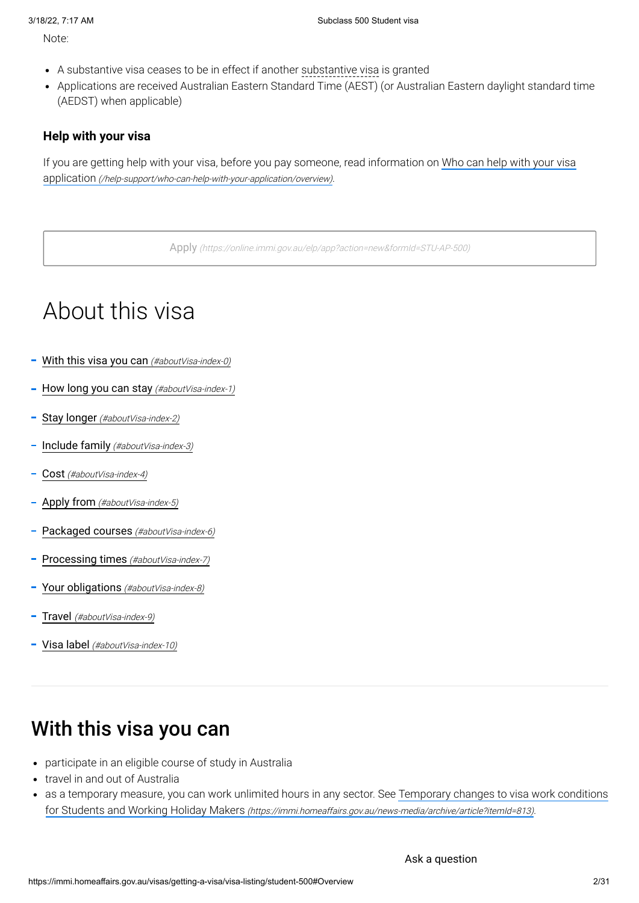Note:

- A substantive visa ceases to be in effect if another substantive visa is granted
- Applications are received Australian Eastern Standard Time (AEST) (or Australian Eastern daylight standard time (AEDST) when applicable)

### Help with your visa

If you are getting help with your visa, before you pay someone, read information on Who can help with your visa application *(/help-support/who-can-help-with-your-application/overview)*.

Apply *(https://online.immi.gov.au/elp/app?action=new&formId=STU-AP-500)*

# About this visa

- With this visa you can *(#aboutVisa-index-0)*
- How long you can stay *(#aboutVisa-index-1)*
- Stay longer *(#aboutVisa-index-2)*
- Include family *(#aboutVisa-index-3)*
- Cost *(#aboutVisa-index-4)*
- Apply from *(#aboutVisa-index-5)*
- Packaged courses *(#aboutVisa-index-6)*
- Processing times *(#aboutVisa-index-7)*
- Your obligations *(#aboutVisa-index-8)*
- Travel *(#aboutVisa-index-9)*
- Visa label *(#aboutVisa-index-10)*

## With this visa you can

- participate in an eligible course of study in Australia
- travel in and out of Australia
- as a temporary measure, you can work unlimited hours in any sector. See Temporary changes to visa work conditions for Students and Working Holiday Makers *(https://immi.homeaffairs.gov.au/news-media/archive/article?itemId=813)*.

Ask a question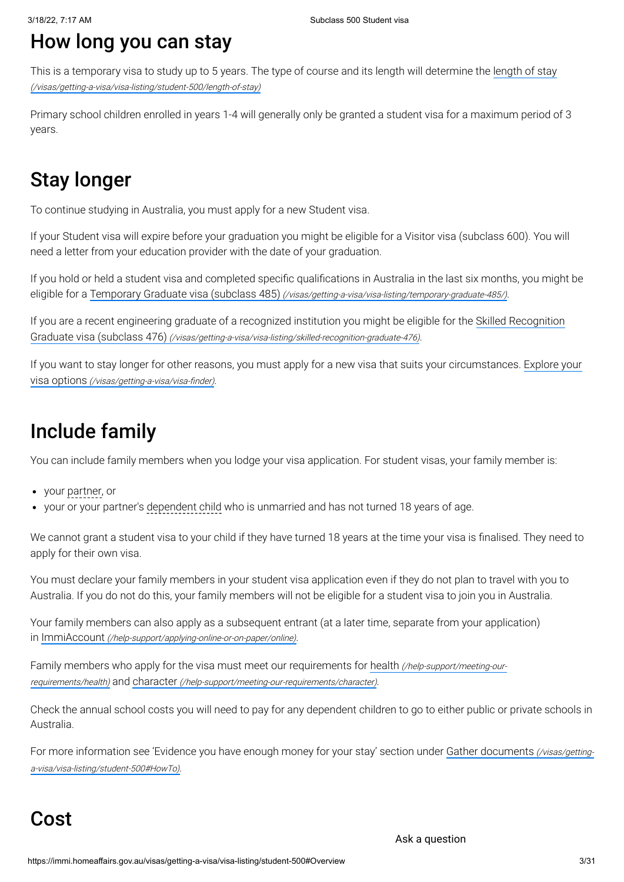# How long you can stay

This is a temporary visa to study up to 5 years. The type of course and its length will determine the [length of stay](/visas/getting-a-visa/visa-listing/student-500/length-of-stay)

Primary school children enrolled in years 1-4 will generally only be granted a student visa for a maximum period of 3 years.

# Stay longer

To continue studying in Australia, you must apply for a new Student visa.

If your Student visa will expire before your graduation you might be eligible for a Visitor visa (subclass 600). You will need a letter from your education provider with the date of your graduation.

If you hold or held a student visa and completed specific qualifications in Australia in the last six months, you might be eligible for a [Temporary Graduate visa (subclass 485)](/visas/getting-a-visa/visa-listing/temporary-graduate-485/).

If you are a recent engineering graduate of a recognized institution you might be eligible for the [Skilled Recognition Graduate visa (subclass 476)](/visas/getting-a-visa/visa-listing/skilled-recognition-graduate-476).

If you want to stay longer for other reasons, you must apply for a new visa that suits your circumstances. [Explore your visa options](/visas/getting-a-visa/visa-finder).

# Include family

You can include family members when you lodge your visa application. For student visas, your family member is:

- your partner, or
- your or your partner's dependent child who is unmarried and has not turned 18 years of age.

We cannot grant a student visa to your child if they have turned 18 years at the time your visa is finalised. They need to apply for their own visa.

You must declare your family members in your student visa application even if they do not plan to travel with you to Australia. If you do not do this, your family members will not be eligible for a student visa to join you in Australia.

Your family members can also apply as a subsequent entrant (at a later time, separate from your application) in [ImmiAccount](/help-support/applying-online-or-on-paper/online).

Family members who apply for the visa must meet our requirements for [health](/help-support/meeting-our-requirements/health) and [character](/help-support/meeting-our-requirements/character).

Check the annual school costs you will need to pay for any dependent children to go to either public or private schools in Australia.

For more information see 'Evidence you have enough money for your stay' section under [Gather documents](/visas/getting-a-visa/visa-listing/student-500#HowTo).

# Cost

Ask a question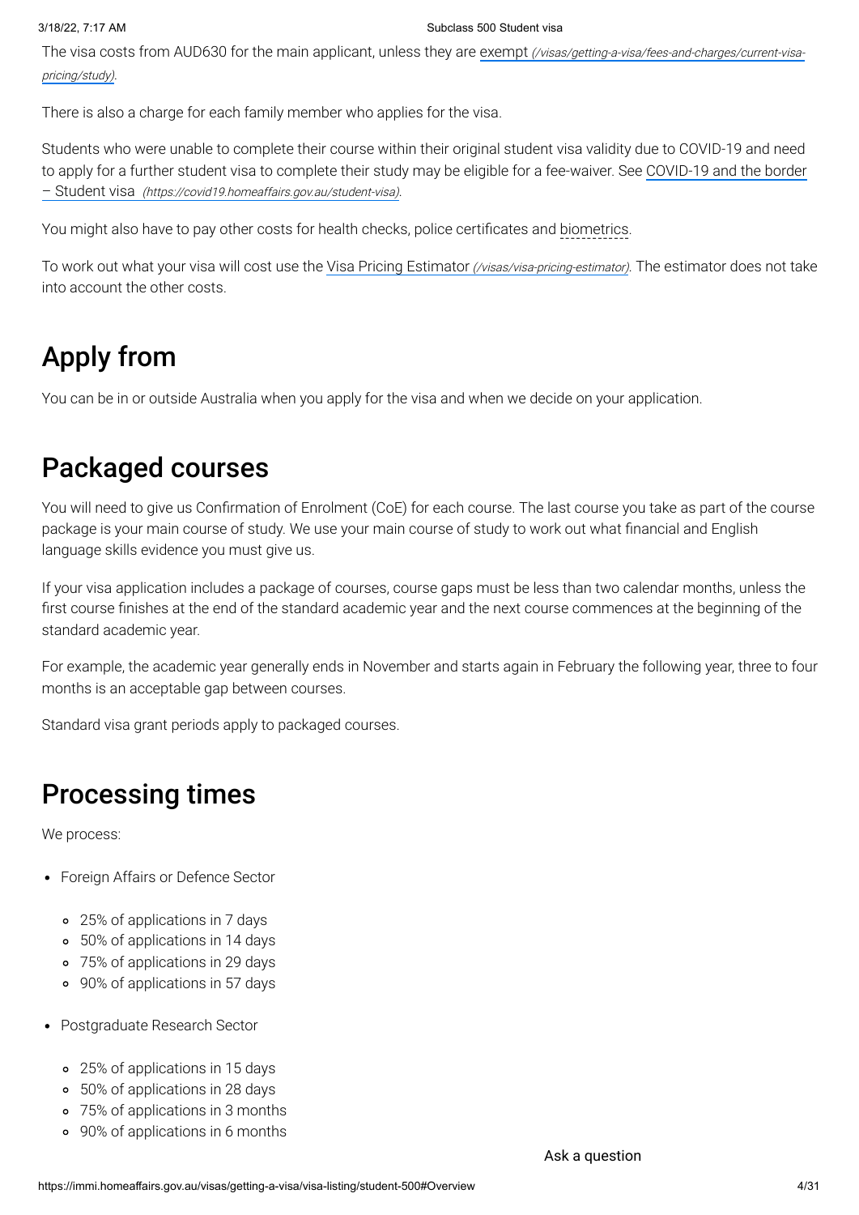The visa costs from AUD630 for the main applicant, unless they are exempt *(/visas/getting-a-visa/fees-and-charges/current-visa-pricing/study)*.

There is also a charge for each family member who applies for the visa.

Students who were unable to complete their course within their original student visa validity due to COVID-19 and need to apply for a further student visa to complete their study may be eligible for a fee-waiver. See COVID-19 and the border – Student visa *(https://covid19.homeaffairs.gov.au/student-visa)*.

You might also have to pay other costs for health checks, police certificates and biometrics.

To work out what your visa will cost use the Visa Pricing Estimator *(/visas/visa-pricing-estimator)*. The estimator does not take into account the other costs.

## Apply from

You can be in or outside Australia when you apply for the visa and when we decide on your application.

## Packaged courses

You will need to give us Confirmation of Enrolment (CoE) for each course. The last course you take as part of the course package is your main course of study. We use your main course of study to work out what financial and English language skills evidence you must give us.

If your visa application includes a package of courses, course gaps must be less than two calendar months, unless the first course finishes at the end of the standard academic year and the next course commences at the beginning of the standard academic year.

For example, the academic year generally ends in November and starts again in February the following year, three to four months is an acceptable gap between courses.

Standard visa grant periods apply to packaged courses.

## Processing times

We process:

- Foreign Affairs or Defence Sector
  - 25% of applications in 7 days
  - 50% of applications in 14 days
  - 75% of applications in 29 days
  - 90% of applications in 57 days
- Postgraduate Research Sector
  - 25% of applications in 15 days
  - 50% of applications in 28 days
  - 75% of applications in 3 months
  - 90% of applications in 6 months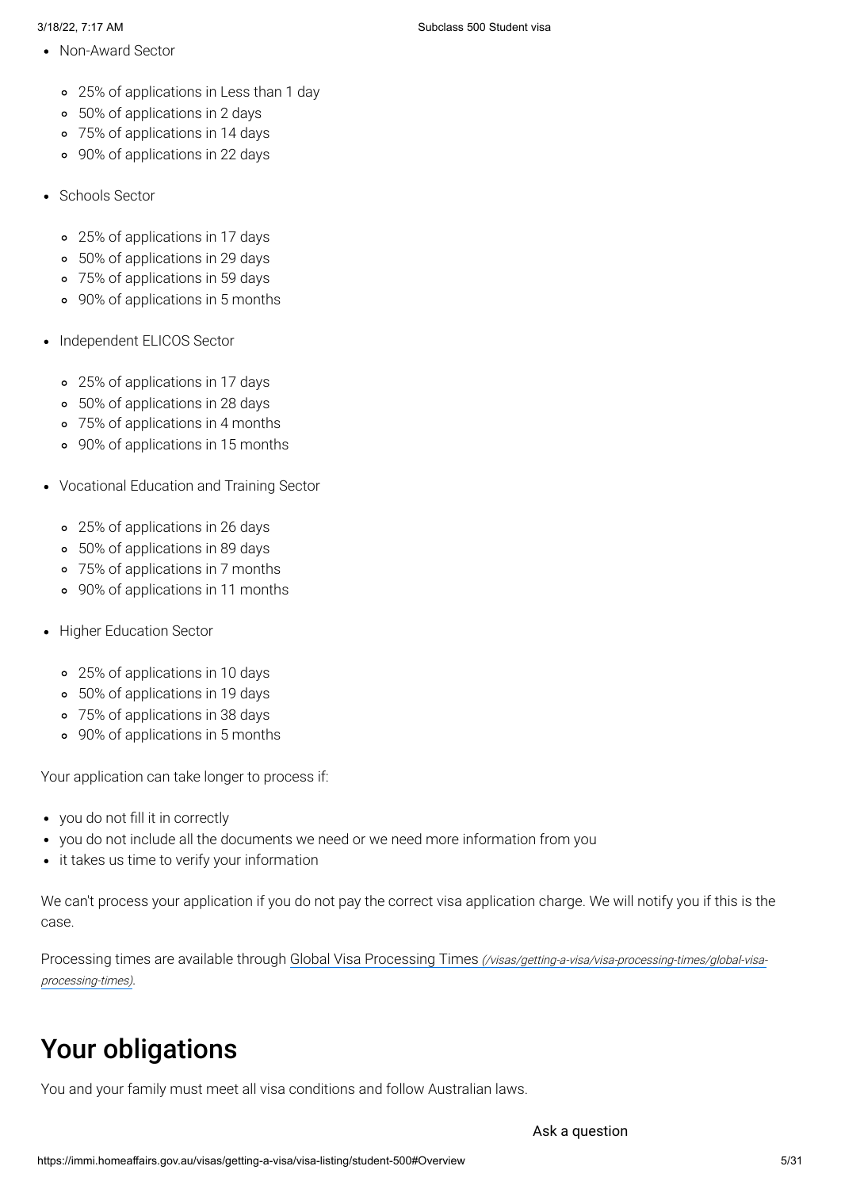- Non-Award Sector
  - 25% of applications in Less than 1 day
  - 50% of applications in 2 days
  - 75% of applications in 14 days
  - 90% of applications in 22 days
- Schools Sector
  - 25% of applications in 17 days
  - 50% of applications in 29 days
  - 75% of applications in 59 days
  - 90% of applications in 5 months
- Independent ELICOS Sector
  - 25% of applications in 17 days
  - 50% of applications in 28 days
  - 75% of applications in 4 months
  - 90% of applications in 15 months
- Vocational Education and Training Sector
  - 25% of applications in 26 days
  - 50% of applications in 89 days
  - 75% of applications in 7 months
  - 90% of applications in 11 months
- Higher Education Sector
  - 25% of applications in 10 days
  - 50% of applications in 19 days
  - 75% of applications in 38 days
  - 90% of applications in 5 months

Your application can take longer to process if:

- you do not fill it in correctly
- you do not include all the documents we need or we need more information from you
- it takes us time to verify your information

We can't process your application if you do not pay the correct visa application charge. We will notify you if this is the case.

Processing times are available through Global Visa Processing Times *(/visas/getting-a-visa/visa-processing-times/global-visa-processing-times)*.

## Your obligations

You and your family must meet all visa conditions and follow Australian laws.

Ask a question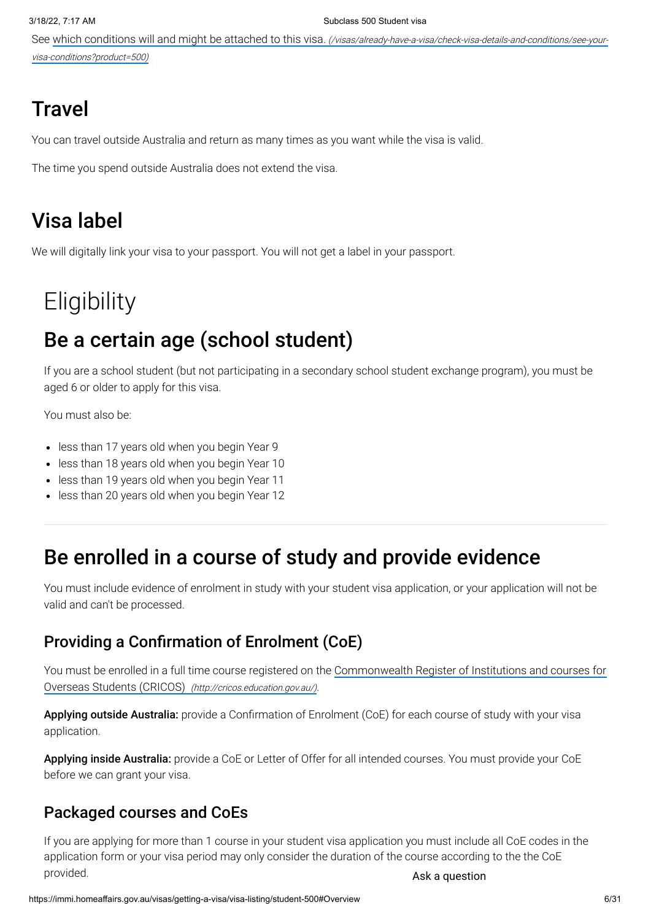See which conditions will and might be attached to this visa. (/visas/already-have-a-visa/check-visa-details-and-conditions/see-your-visa-conditions?product=500)

## Travel

You can travel outside Australia and return as many times as you want while the visa is valid.

The time you spend outside Australia does not extend the visa.

## Visa label

We will digitally link your visa to your passport. You will not get a label in your passport.

# Eligibility

## Be a certain age (school student)

If you are a school student (but not participating in a secondary school student exchange program), you must be aged 6 or older to apply for this visa.

You must also be:

- less than 17 years old when you begin Year 9
- less than 18 years old when you begin Year 10
- less than 19 years old when you begin Year 11
- less than 20 years old when you begin Year 12

## Be enrolled in a course of study and provide evidence

You must include evidence of enrolment in study with your student visa application, or your application will not be valid and can't be processed.

### Providing a Confirmation of Enrolment (CoE)

You must be enrolled in a full time course registered on the Commonwealth Register of Institutions and courses for Overseas Students (CRICOS) (http://cricos.education.gov.au/).

**Applying outside Australia:** provide a Confirmation of Enrolment (CoE) for each course of study with your visa application.

**Applying inside Australia:** provide a CoE or Letter of Offer for all intended courses. You must provide your CoE before we can grant your visa.

### Packaged courses and CoEs

If you are applying for more than 1 course in your student visa application you must include all CoE codes in the application form or your visa period may only consider the duration of the course according to the the CoE provided.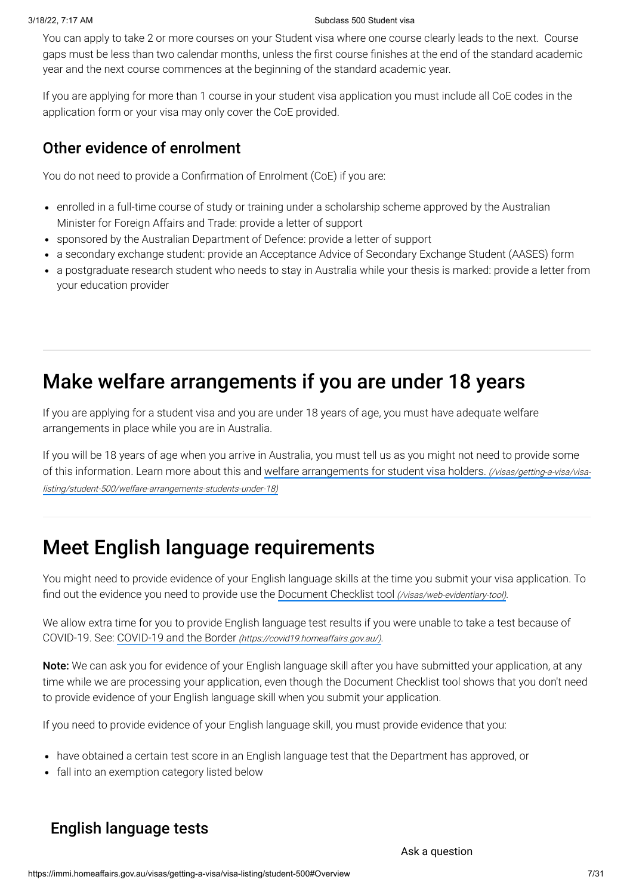You can apply to take 2 or more courses on your Student visa where one course clearly leads to the next. Course gaps must be less than two calendar months, unless the first course finishes at the end of the standard academic year and the next course commences at the beginning of the standard academic year.

If you are applying for more than 1 course in your student visa application you must include all CoE codes in the application form or your visa may only cover the CoE provided.

### Other evidence of enrolment

You do not need to provide a Confirmation of Enrolment (CoE) if you are:

- enrolled in a full-time course of study or training under a scholarship scheme approved by the Australian Minister for Foreign Affairs and Trade: provide a letter of support
- sponsored by the Australian Department of Defence: provide a letter of support
- a secondary exchange student: provide an Acceptance Advice of Secondary Exchange Student (AASES) form
- a postgraduate research student who needs to stay in Australia while your thesis is marked: provide a letter from your education provider

## Make welfare arrangements if you are under 18 years

If you are applying for a student visa and you are under 18 years of age, you must have adequate welfare arrangements in place while you are in Australia.

If you will be 18 years of age when you arrive in Australia, you must tell us as you might not need to provide some of this information. Learn more about this and welfare arrangements for student visa holders. *(/visas/getting-a-visa/visa-listing/student-500/welfare-arrangements-students-under-18)*

## Meet English language requirements

You might need to provide evidence of your English language skills at the time you submit your visa application. To find out the evidence you need to provide use the Document Checklist tool *(/visas/web-evidentiary-tool)*.

We allow extra time for you to provide English language test results if you were unable to take a test because of COVID-19. See: COVID-19 and the Border *(https://covid19.homeaffairs.gov.au/)*.

**Note:** We can ask you for evidence of your English language skill after you have submitted your application, at any time while we are processing your application, even though the Document Checklist tool shows that you don't need to provide evidence of your English language skill when you submit your application.

If you need to provide evidence of your English language skill, you must provide evidence that you:

- have obtained a certain test score in an English language test that the Department has approved, or
- fall into an exemption category listed below

### English language tests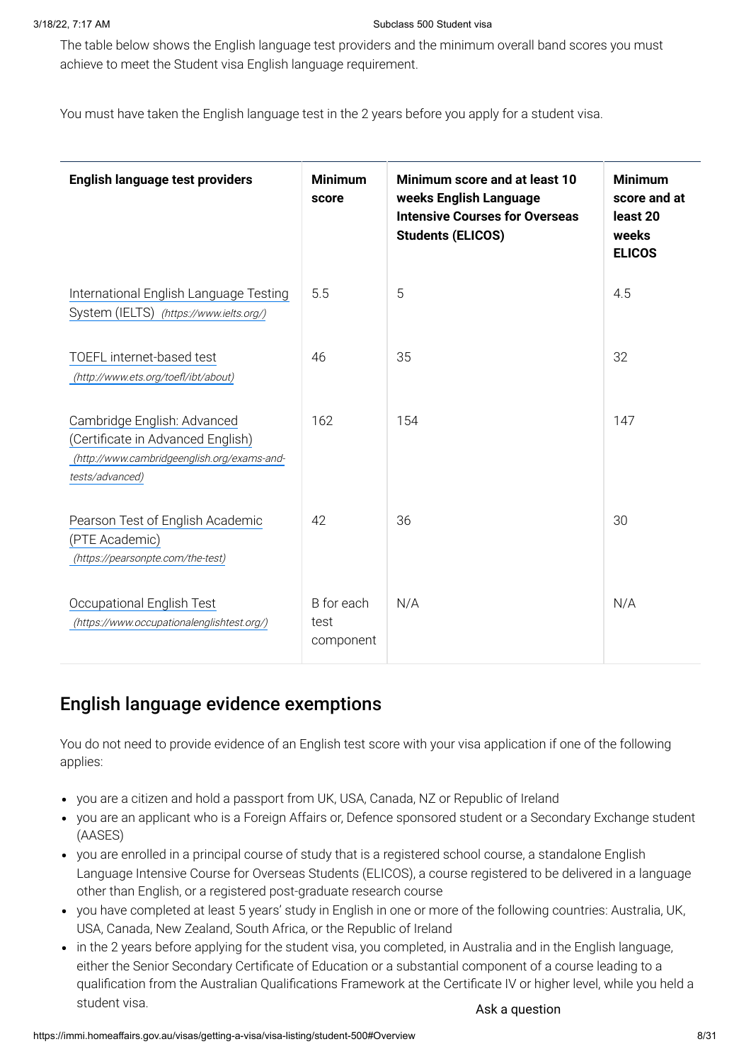The table below shows the English language test providers and the minimum overall band scores you must achieve to meet the Student visa English language requirement.

You must have taken the English language test in the 2 years before you apply for a student visa.

| English language test providers | Minimum score | Minimum score and at least 10 weeks English Language Intensive Courses for Overseas Students (ELICOS) | Minimum score and at least 20 weeks ELICOS |
|---|---|---|---|
| International English Language Testing System (IELTS) *(https://www.ielts.org/)* | 5.5 | 5 | 4.5 |
| TOEFL internet-based test *(http://www.ets.org/toefl/ibt/about)* | 46 | 35 | 32 |
| Cambridge English: Advanced (Certificate in Advanced English) *(http://www.cambridgeenglish.org/exams-and-tests/advanced)* | 162 | 154 | 147 |
| Pearson Test of English Academic (PTE Academic) *(https://pearsonpte.com/the-test)* | 42 | 36 | 30 |
| Occupational English Test *(https://www.occupationalenglishtest.org/)* | B for each test component | N/A | N/A |

## English language evidence exemptions

You do not need to provide evidence of an English test score with your visa application if one of the following applies:

- you are a citizen and hold a passport from UK, USA, Canada, NZ or Republic of Ireland
- you are an applicant who is a Foreign Affairs or, Defence sponsored student or a Secondary Exchange student (AASES)
- you are enrolled in a principal course of study that is a registered school course, a standalone English Language Intensive Course for Overseas Students (ELICOS), a course registered to be delivered in a language other than English, or a registered post-graduate research course
- you have completed at least 5 years' study in English in one or more of the following countries: Australia, UK, USA, Canada, New Zealand, South Africa, or the Republic of Ireland
- in the 2 years before applying for the student visa, you completed, in Australia and in the English language, either the Senior Secondary Certificate of Education or a substantial component of a course leading to a qualification from the Australian Qualifications Framework at the Certificate IV or higher level, while you held a student visa.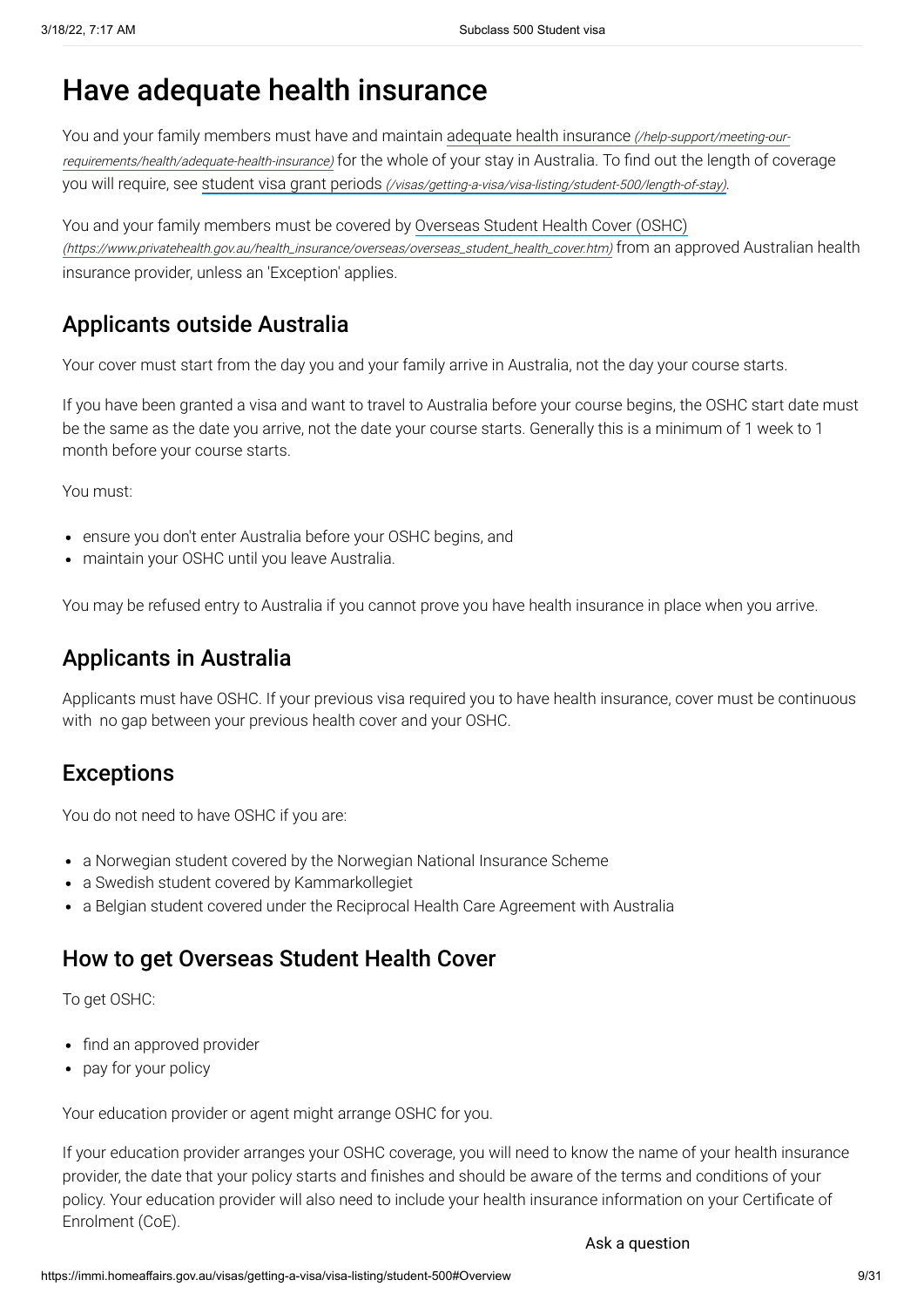# Have adequate health insurance

You and your family members must have and maintain adequate health insurance *(/help-support/meeting-our-requirements/health/adequate-health-insurance)* for the whole of your stay in Australia. To find out the length of coverage you will require, see student visa grant periods *(/visas/getting-a-visa/visa-listing/student-500/length-of-stay)*.

You and your family members must be covered by Overseas Student Health Cover (OSHC) *(https://www.privatehealth.gov.au/health_insurance/overseas/overseas_student_health_cover.htm)* from an approved Australian health insurance provider, unless an 'Exception' applies.

## Applicants outside Australia

Your cover must start from the day you and your family arrive in Australia, not the day your course starts.

If you have been granted a visa and want to travel to Australia before your course begins, the OSHC start date must be the same as the date you arrive, not the date your course starts. Generally this is a minimum of 1 week to 1 month before your course starts.

You must:

- ensure you don't enter Australia before your OSHC begins, and
- maintain your OSHC until you leave Australia.

You may be refused entry to Australia if you cannot prove you have health insurance in place when you arrive.

## Applicants in Australia

Applicants must have OSHC. If your previous visa required you to have health insurance, cover must be continuous with no gap between your previous health cover and your OSHC.

## Exceptions

You do not need to have OSHC if you are:

- a Norwegian student covered by the Norwegian National Insurance Scheme
- a Swedish student covered by Kammarkollegiet
- a Belgian student covered under the Reciprocal Health Care Agreement with Australia

## How to get Overseas Student Health Cover

To get OSHC:

- find an approved provider
- pay for your policy

Your education provider or agent might arrange OSHC for you.

If your education provider arranges your OSHC coverage, you will need to know the name of your health insurance provider, the date that your policy starts and finishes and should be aware of the terms and conditions of your policy. Your education provider will also need to include your health insurance information on your Certificate of Enrolment (CoE).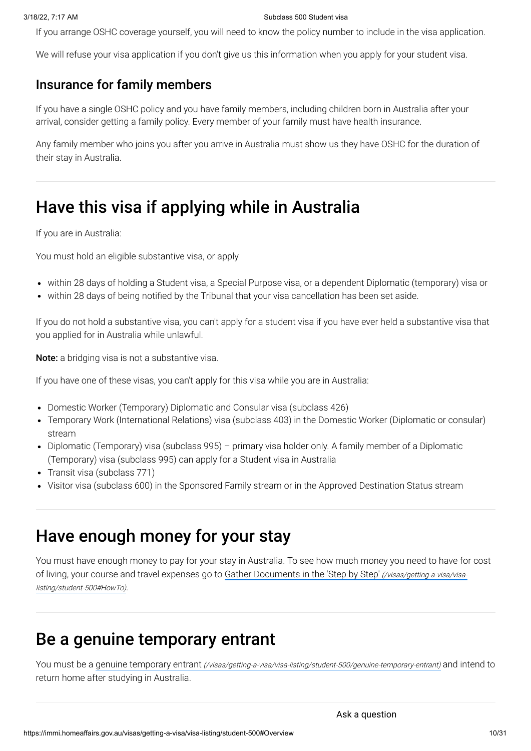If you arrange OSHC coverage yourself, you will need to know the policy number to include in the visa application.

We will refuse your visa application if you don't give us this information when you apply for your student visa.

### Insurance for family members

If you have a single OSHC policy and you have family members, including children born in Australia after your arrival, consider getting a family policy. Every member of your family must have health insurance.

Any family member who joins you after you arrive in Australia must show us they have OSHC for the duration of their stay in Australia.

## Have this visa if applying while in Australia

If you are in Australia:

You must hold an eligible substantive visa, or apply

- within 28 days of holding a Student visa, a Special Purpose visa, or a dependent Diplomatic (temporary) visa or
- within 28 days of being notified by the Tribunal that your visa cancellation has been set aside.

If you do not hold a substantive visa, you can't apply for a student visa if you have ever held a substantive visa that you applied for in Australia while unlawful.

**Note:** a bridging visa is not a substantive visa.

If you have one of these visas, you can't apply for this visa while you are in Australia:

- Domestic Worker (Temporary) Diplomatic and Consular visa (subclass 426)
- Temporary Work (International Relations) visa (subclass 403) in the Domestic Worker (Diplomatic or consular) stream
- Diplomatic (Temporary) visa (subclass 995) – primary visa holder only. A family member of a Diplomatic (Temporary) visa (subclass 995) can apply for a Student visa in Australia
- Transit visa (subclass 771)
- Visitor visa (subclass 600) in the Sponsored Family stream or in the Approved Destination Status stream

## Have enough money for your stay

You must have enough money to pay for your stay in Australia. To see how much money you need to have for cost of living, your course and travel expenses go to Gather Documents in the 'Step by Step' *(/visas/getting-a-visa/visa-listing/student-500#HowTo)*.

## Be a genuine temporary entrant

You must be a genuine temporary entrant *(/visas/getting-a-visa/visa-listing/student-500/genuine-temporary-entrant)* and intend to return home after studying in Australia.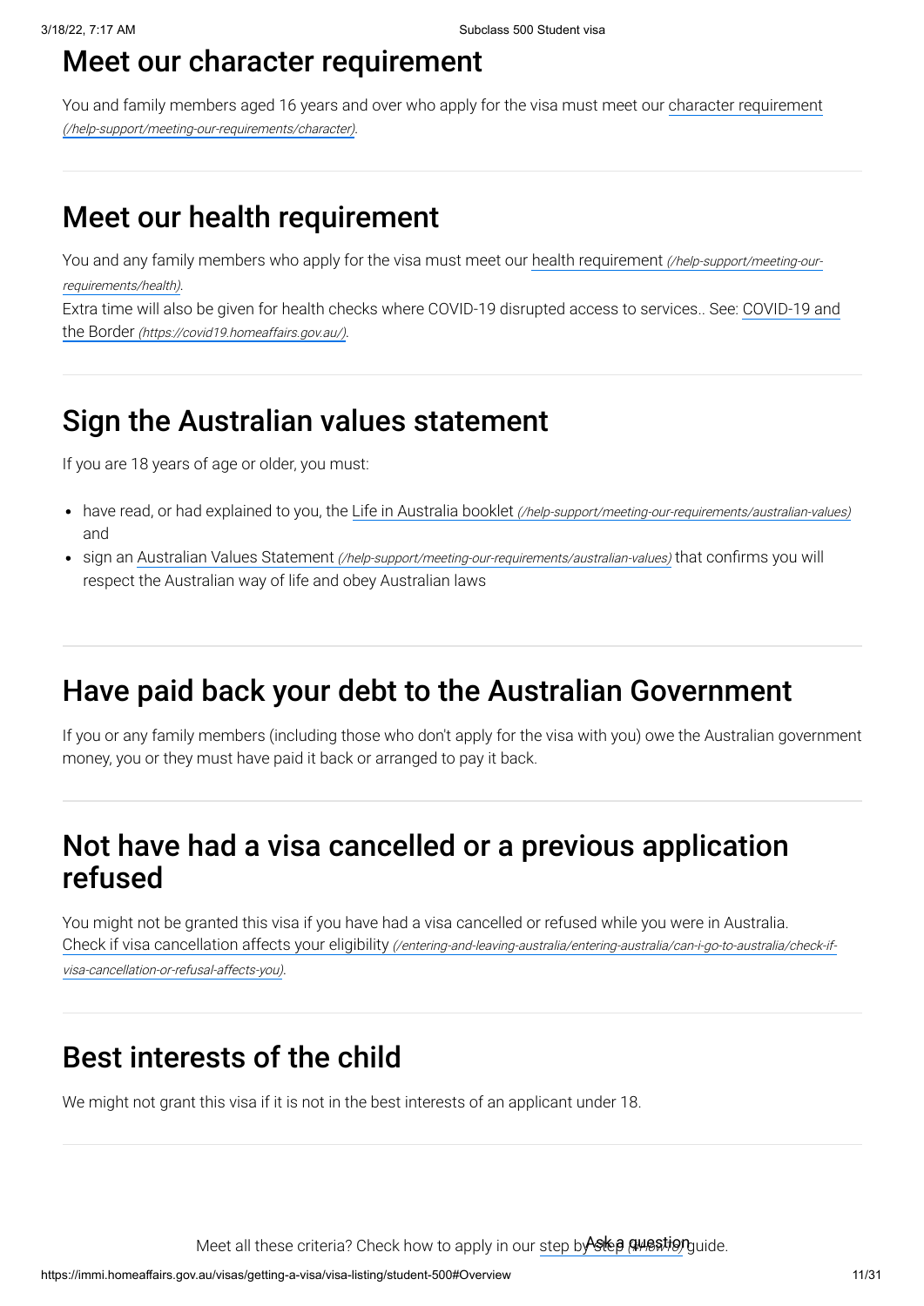## Meet our character requirement

You and family members aged 16 years and over who apply for the visa must meet our character requirement (/help-support/meeting-our-requirements/character).

## Meet our health requirement

You and any family members who apply for the visa must meet our health requirement (/help-support/meeting-our-requirements/health).

Extra time will also be given for health checks where COVID-19 disrupted access to services.. See: COVID-19 and the Border (https://covid19.homeaffairs.gov.au/).

## Sign the Australian values statement

If you are 18 years of age or older, you must:

- have read, or had explained to you, the Life in Australia booklet (/help-support/meeting-our-requirements/australian-values) and
- sign an Australian Values Statement (/help-support/meeting-our-requirements/australian-values) that confirms you will respect the Australian way of life and obey Australian laws

## Have paid back your debt to the Australian Government

If you or any family members (including those who don't apply for the visa with you) owe the Australian government money, you or they must have paid it back or arranged to pay it back.

## Not have had a visa cancelled or a previous application refused

You might not be granted this visa if you have had a visa cancelled or refused while you were in Australia. Check if visa cancellation affects your eligibility (/entering-and-leaving-australia/entering-australia/can-i-go-to-australia/check-if-visa-cancellation-or-refusal-affects-you).

## Best interests of the child

We might not grant this visa if it is not in the best interests of an applicant under 18.

Meet all these criteria? Check how to apply in our step by step (#HowTo) guide.

Ask a question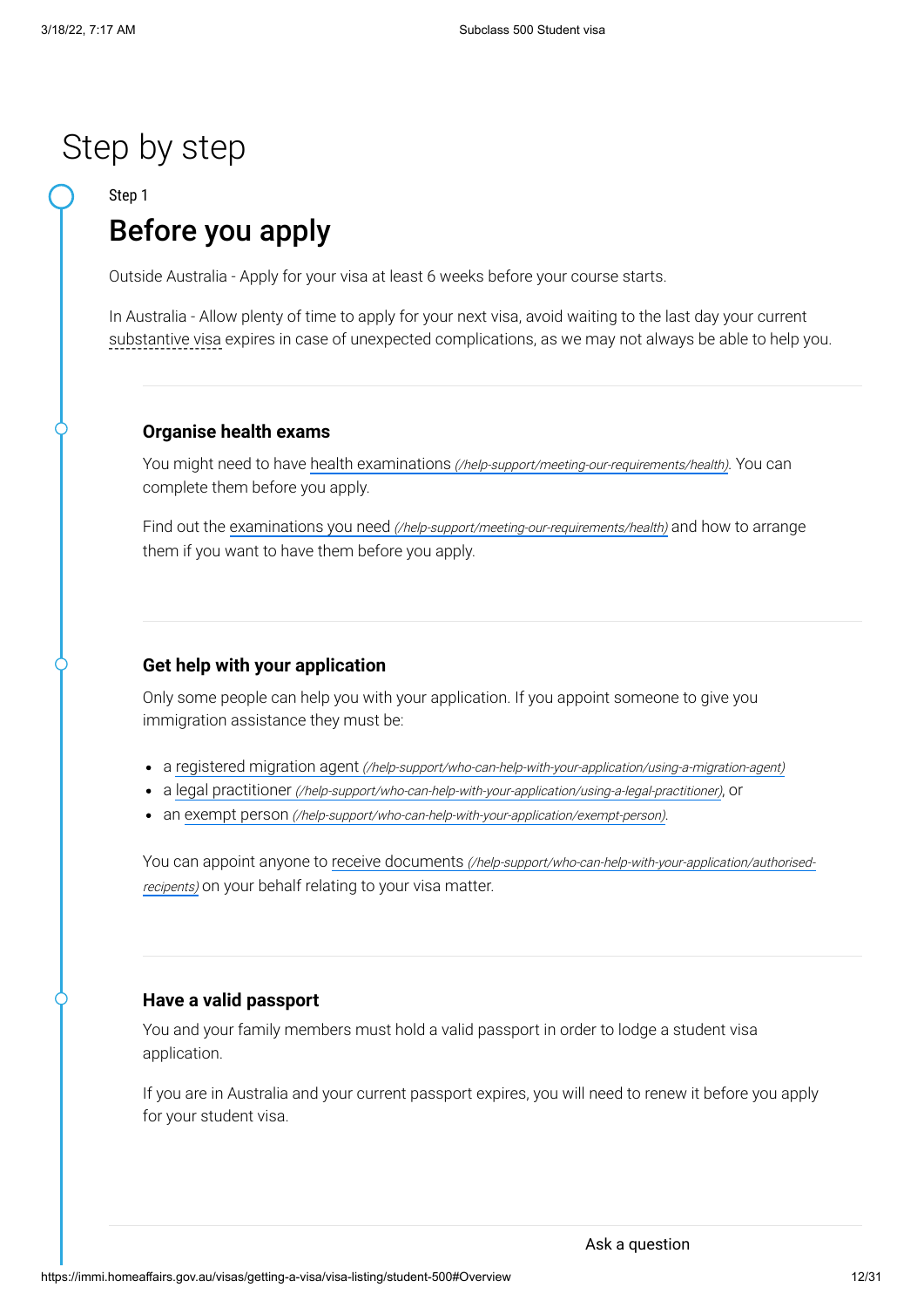# Step by step

Step 1

## Before you apply

Outside Australia - Apply for your visa at least 6 weeks before your course starts.

In Australia - Allow plenty of time to apply for your next visa, avoid waiting to the last day your current substantive visa expires in case of unexpected complications, as we may not always be able to help you.

### Organise health exams

You might need to have health examinations *(/help-support/meeting-our-requirements/health)*. You can complete them before you apply.

Find out the examinations you need *(/help-support/meeting-our-requirements/health)* and how to arrange them if you want to have them before you apply.

### Get help with your application

Only some people can help you with your application. If you appoint someone to give you immigration assistance they must be:

- a registered migration agent *(/help-support/who-can-help-with-your-application/using-a-migration-agent)*
- a legal practitioner *(/help-support/who-can-help-with-your-application/using-a-legal-practitioner)*, or
- an exempt person *(/help-support/who-can-help-with-your-application/exempt-person)*.

You can appoint anyone to receive documents *(/help-support/who-can-help-with-your-application/authorised-recipents)* on your behalf relating to your visa matter.

### Have a valid passport

You and your family members must hold a valid passport in order to lodge a student visa application.

If you are in Australia and your current passport expires, you will need to renew it before you apply for your student visa.

Ask a question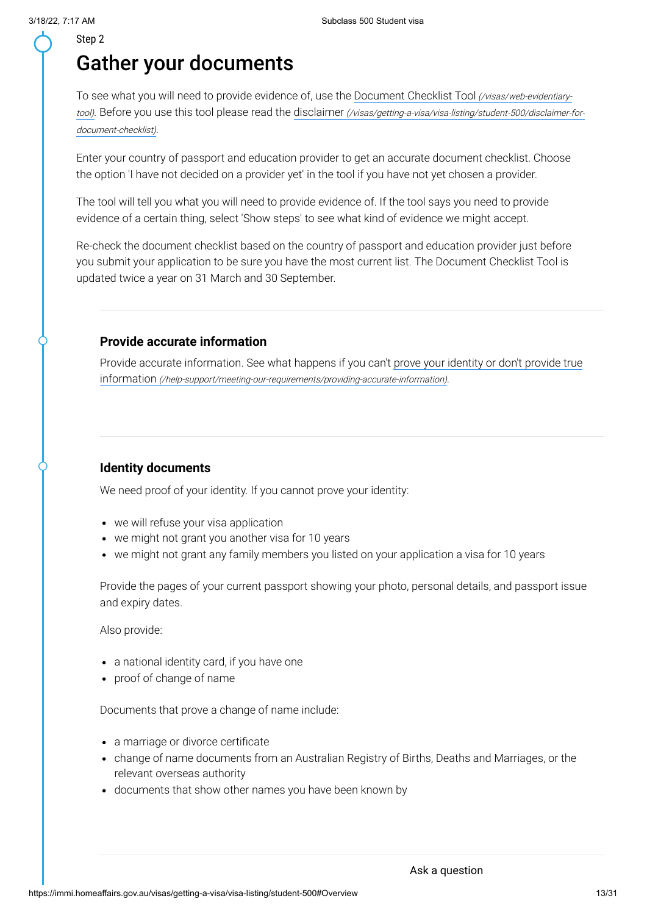Step 2

# Gather your documents

To see what you will need to provide evidence of, use the Document Checklist Tool *(/visas/web-evidentiary-tool)*. Before you use this tool please read the disclaimer *(/visas/getting-a-visa/visa-listing/student-500/disclaimer-for-document-checklist)*.

Enter your country of passport and education provider to get an accurate document checklist. Choose the option 'I have not decided on a provider yet' in the tool if you have not yet chosen a provider.

The tool will tell you what you will need to provide evidence of. If the tool says you need to provide evidence of a certain thing, select 'Show steps' to see what kind of evidence we might accept.

Re-check the document checklist based on the country of passport and education provider just before you submit your application to be sure you have the most current list. The Document Checklist Tool is updated twice a year on 31 March and 30 September.

### Provide accurate information

Provide accurate information. See what happens if you can't prove your identity or don't provide true information *(/help-support/meeting-our-requirements/providing-accurate-information)*.

### Identity documents

We need proof of your identity. If you cannot prove your identity:

- we will refuse your visa application
- we might not grant you another visa for 10 years
- we might not grant any family members you listed on your application a visa for 10 years

Provide the pages of your current passport showing your photo, personal details, and passport issue and expiry dates.

Also provide:

- a national identity card, if you have one
- proof of change of name

Documents that prove a change of name include:

- a marriage or divorce certificate
- change of name documents from an Australian Registry of Births, Deaths and Marriages, or the relevant overseas authority
- documents that show other names you have been known by

Ask a question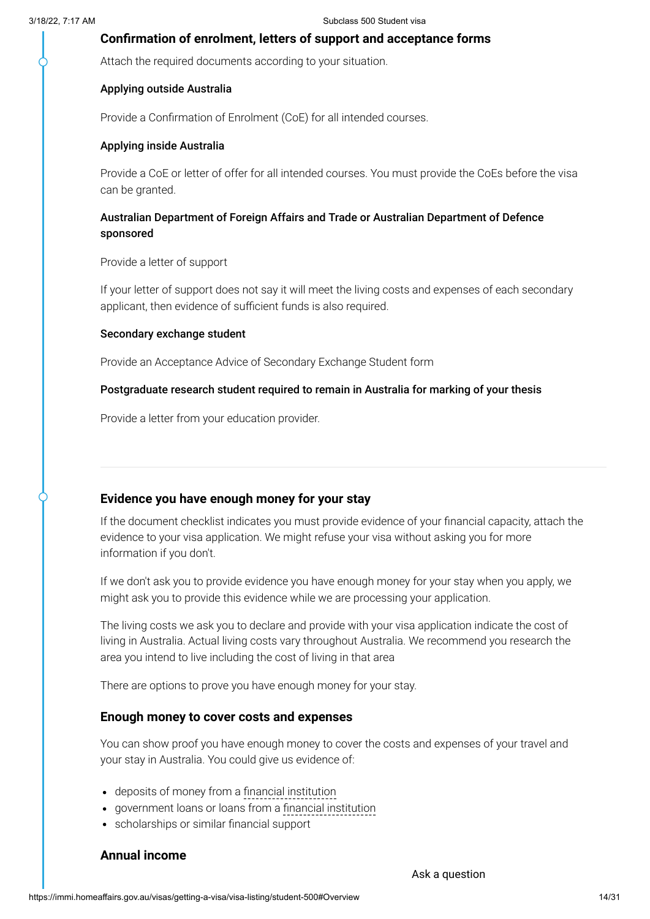### Confirmation of enrolment, letters of support and acceptance forms

Attach the required documents according to your situation.

#### Applying outside Australia

Provide a Confirmation of Enrolment (CoE) for all intended courses.

#### Applying inside Australia

Provide a CoE or letter of offer for all intended courses. You must provide the CoEs before the visa can be granted.

#### Australian Department of Foreign Affairs and Trade or Australian Department of Defence sponsored

Provide a letter of support

If your letter of support does not say it will meet the living costs and expenses of each secondary applicant, then evidence of sufficient funds is also required.

#### Secondary exchange student

Provide an Acceptance Advice of Secondary Exchange Student form

#### Postgraduate research student required to remain in Australia for marking of your thesis

Provide a letter from your education provider.

---

### Evidence you have enough money for your stay

If the document checklist indicates you must provide evidence of your financial capacity, attach the evidence to your visa application. We might refuse your visa without asking you for more information if you don't.

If we don't ask you to provide evidence you have enough money for your stay when you apply, we might ask you to provide this evidence while we are processing your application.

The living costs we ask you to declare and provide with your visa application indicate the cost of living in Australia. Actual living costs vary throughout Australia. We recommend you research the area you intend to live including the cost of living in that area

There are options to prove you have enough money for your stay.

### Enough money to cover costs and expenses

You can show proof you have enough money to cover the costs and expenses of your travel and your stay in Australia. You could give us evidence of:

- deposits of money from a financial institution
- government loans or loans from a financial institution
- scholarships or similar financial support

### Annual income

Ask a question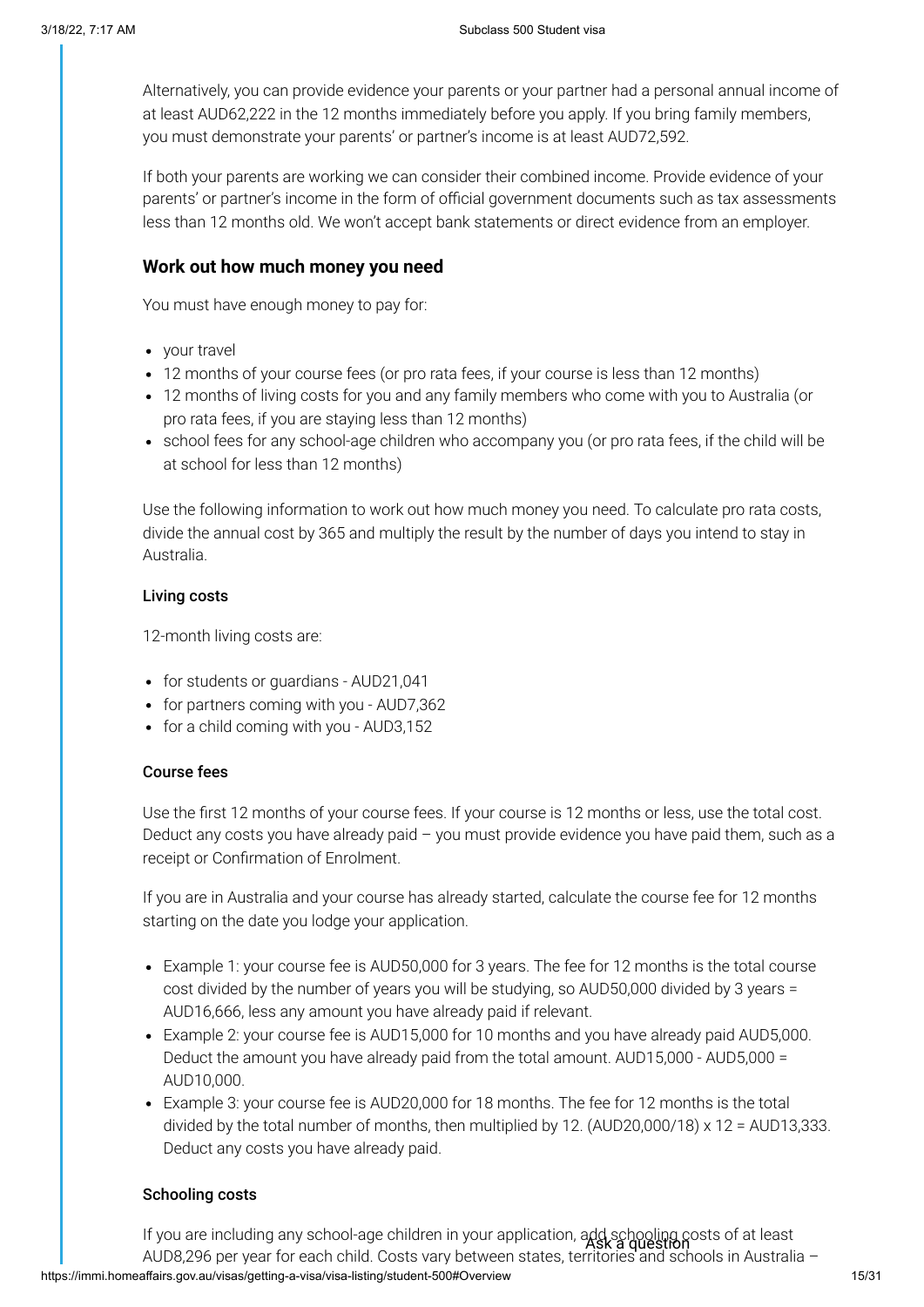Alternatively, you can provide evidence your parents or your partner had a personal annual income of at least AUD62,222 in the 12 months immediately before you apply. If you bring family members, you must demonstrate your parents' or partner's income is at least AUD72,592.

If both your parents are working we can consider their combined income. Provide evidence of your parents' or partner's income in the form of official government documents such as tax assessments less than 12 months old. We won't accept bank statements or direct evidence from an employer.

### Work out how much money you need

You must have enough money to pay for:

- your travel
- 12 months of your course fees (or pro rata fees, if your course is less than 12 months)
- 12 months of living costs for you and any family members who come with you to Australia (or pro rata fees, if you are staying less than 12 months)
- school fees for any school-age children who accompany you (or pro rata fees, if the child will be at school for less than 12 months)

Use the following information to work out how much money you need. To calculate pro rata costs, divide the annual cost by 365 and multiply the result by the number of days you intend to stay in Australia.

#### Living costs

12-month living costs are:

- for students or guardians - AUD21,041
- for partners coming with you - AUD7,362
- for a child coming with you - AUD3,152

#### Course fees

Use the first 12 months of your course fees. If your course is 12 months or less, use the total cost. Deduct any costs you have already paid – you must provide evidence you have paid them, such as a receipt or Confirmation of Enrolment.

If you are in Australia and your course has already started, calculate the course fee for 12 months starting on the date you lodge your application.

- Example 1: your course fee is AUD50,000 for 3 years. The fee for 12 months is the total course cost divided by the number of years you will be studying, so AUD50,000 divided by 3 years = AUD16,666, less any amount you have already paid if relevant.
- Example 2: your course fee is AUD15,000 for 10 months and you have already paid AUD5,000. Deduct the amount you have already paid from the total amount. AUD15,000 - AUD5,000 = AUD10,000.
- Example 3: your course fee is AUD20,000 for 18 months. The fee for 12 months is the total divided by the total number of months, then multiplied by 12. (AUD20,000/18) x 12 = AUD13,333. Deduct any costs you have already paid.

#### Schooling costs

If you are including any school-age children in your application, add schooling costs of at least AUD8,296 per year for each child. Costs vary between states, territories and schools in Australia –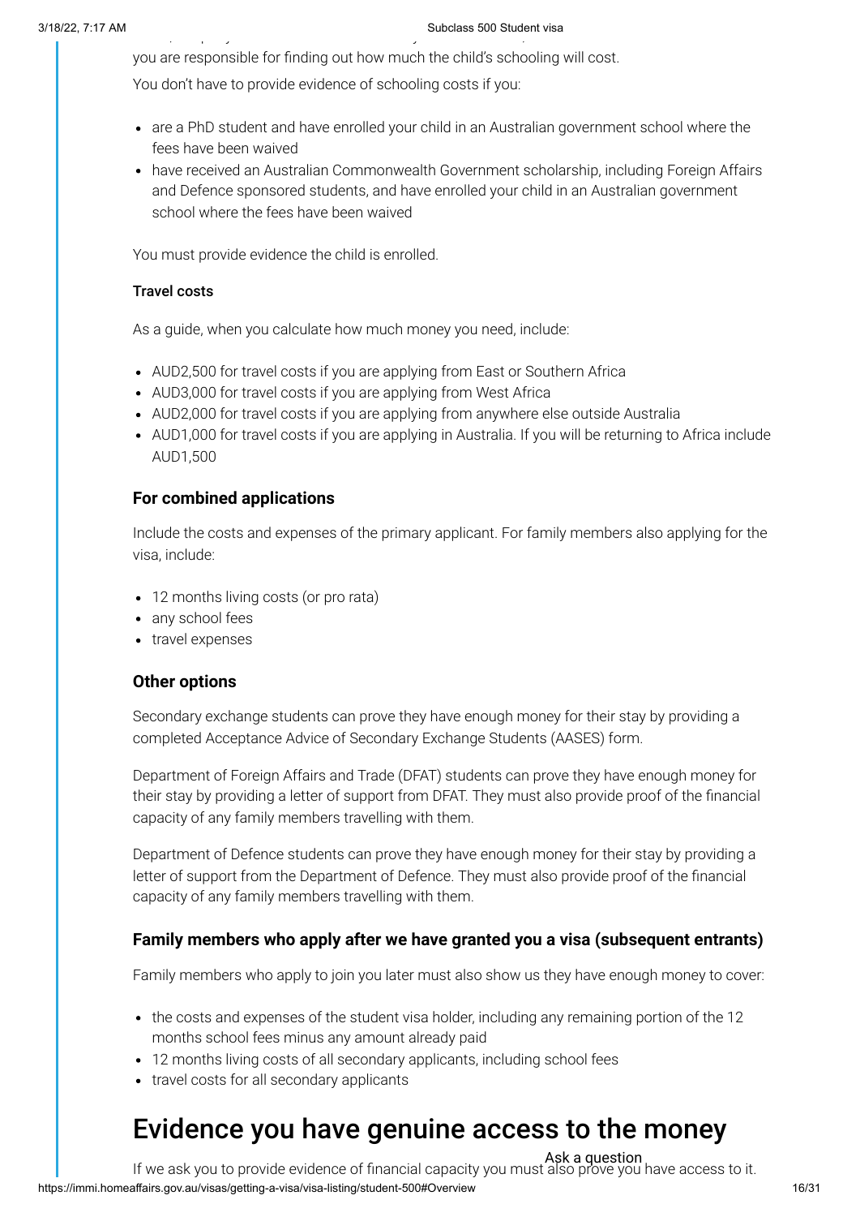you are responsible for finding out how much the child's schooling will cost.

You don't have to provide evidence of schooling costs if you:

- are a PhD student and have enrolled your child in an Australian government school where the fees have been waived
- have received an Australian Commonwealth Government scholarship, including Foreign Affairs and Defence sponsored students, and have enrolled your child in an Australian government school where the fees have been waived

You must provide evidence the child is enrolled.

**Travel costs**

As a guide, when you calculate how much money you need, include:

- AUD2,500 for travel costs if you are applying from East or Southern Africa
- AUD3,000 for travel costs if you are applying from West Africa
- AUD2,000 for travel costs if you are applying from anywhere else outside Australia
- AUD1,000 for travel costs if you are applying in Australia. If you will be returning to Africa include AUD1,500

### For combined applications

Include the costs and expenses of the primary applicant. For family members also applying for the visa, include:

- 12 months living costs (or pro rata)
- any school fees
- travel expenses

### Other options

Secondary exchange students can prove they have enough money for their stay by providing a completed Acceptance Advice of Secondary Exchange Students (AASES) form.

Department of Foreign Affairs and Trade (DFAT) students can prove they have enough money for their stay by providing a letter of support from DFAT. They must also provide proof of the financial capacity of any family members travelling with them.

Department of Defence students can prove they have enough money for their stay by providing a letter of support from the Department of Defence. They must also provide proof of the financial capacity of any family members travelling with them.

### Family members who apply after we have granted you a visa (subsequent entrants)

Family members who apply to join you later must also show us they have enough money to cover:

- the costs and expenses of the student visa holder, including any remaining portion of the 12 months school fees minus any amount already paid
- 12 months living costs of all secondary applicants, including school fees
- travel costs for all secondary applicants

## Evidence you have genuine access to the money

If we ask you to provide evidence of financial capacity you must also prove you have access to it.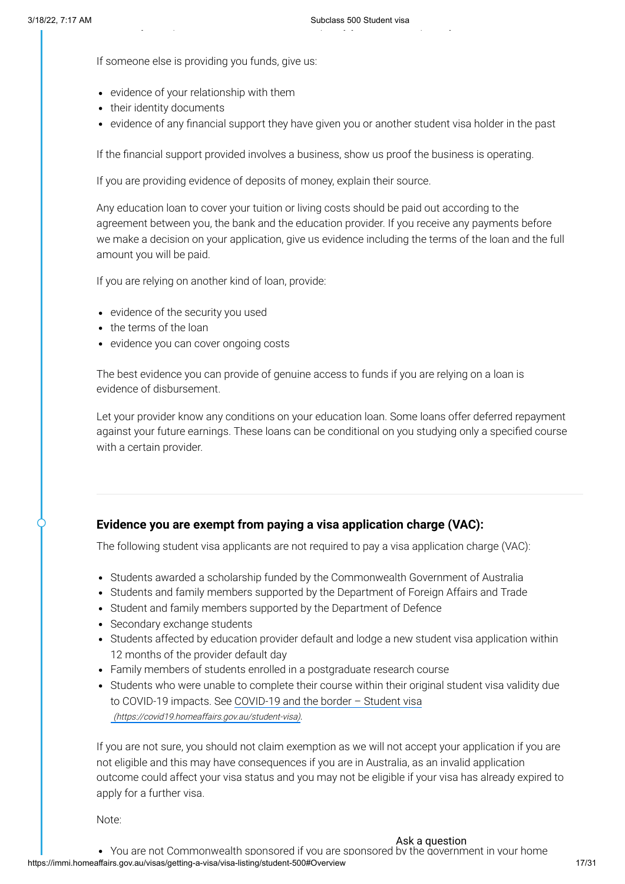If someone else is providing you funds, give us:

- evidence of your relationship with them
- their identity documents
- evidence of any financial support they have given you or another student visa holder in the past

If the financial support provided involves a business, show us proof the business is operating.

If you are providing evidence of deposits of money, explain their source.

Any education loan to cover your tuition or living costs should be paid out according to the agreement between you, the bank and the education provider. If you receive any payments before we make a decision on your application, give us evidence including the terms of the loan and the full amount you will be paid.

If you are relying on another kind of loan, provide:

- evidence of the security you used
- the terms of the loan
- evidence you can cover ongoing costs

The best evidence you can provide of genuine access to funds if you are relying on a loan is evidence of disbursement.

Let your provider know any conditions on your education loan. Some loans offer deferred repayment against your future earnings. These loans can be conditional on you studying only a specified course with a certain provider.

### Evidence you are exempt from paying a visa application charge (VAC):

The following student visa applicants are not required to pay a visa application charge (VAC):

- Students awarded a scholarship funded by the Commonwealth Government of Australia
- Students and family members supported by the Department of Foreign Affairs and Trade
- Student and family members supported by the Department of Defence
- Secondary exchange students
- Students affected by education provider default and lodge a new student visa application within 12 months of the provider default day
- Family members of students enrolled in a postgraduate research course
- Students who were unable to complete their course within their original student visa validity due to COVID-19 impacts. See COVID-19 and the border – Student visa *(https://covid19.homeaffairs.gov.au/student-visa)*.

If you are not sure, you should not claim exemption as we will not accept your application if you are not eligible and this may have consequences if you are in Australia, as an invalid application outcome could affect your visa status and you may not be eligible if your visa has already expired to apply for a further visa.

Note:

- You are not Commonwealth sponsored if you are sponsored by the government in your home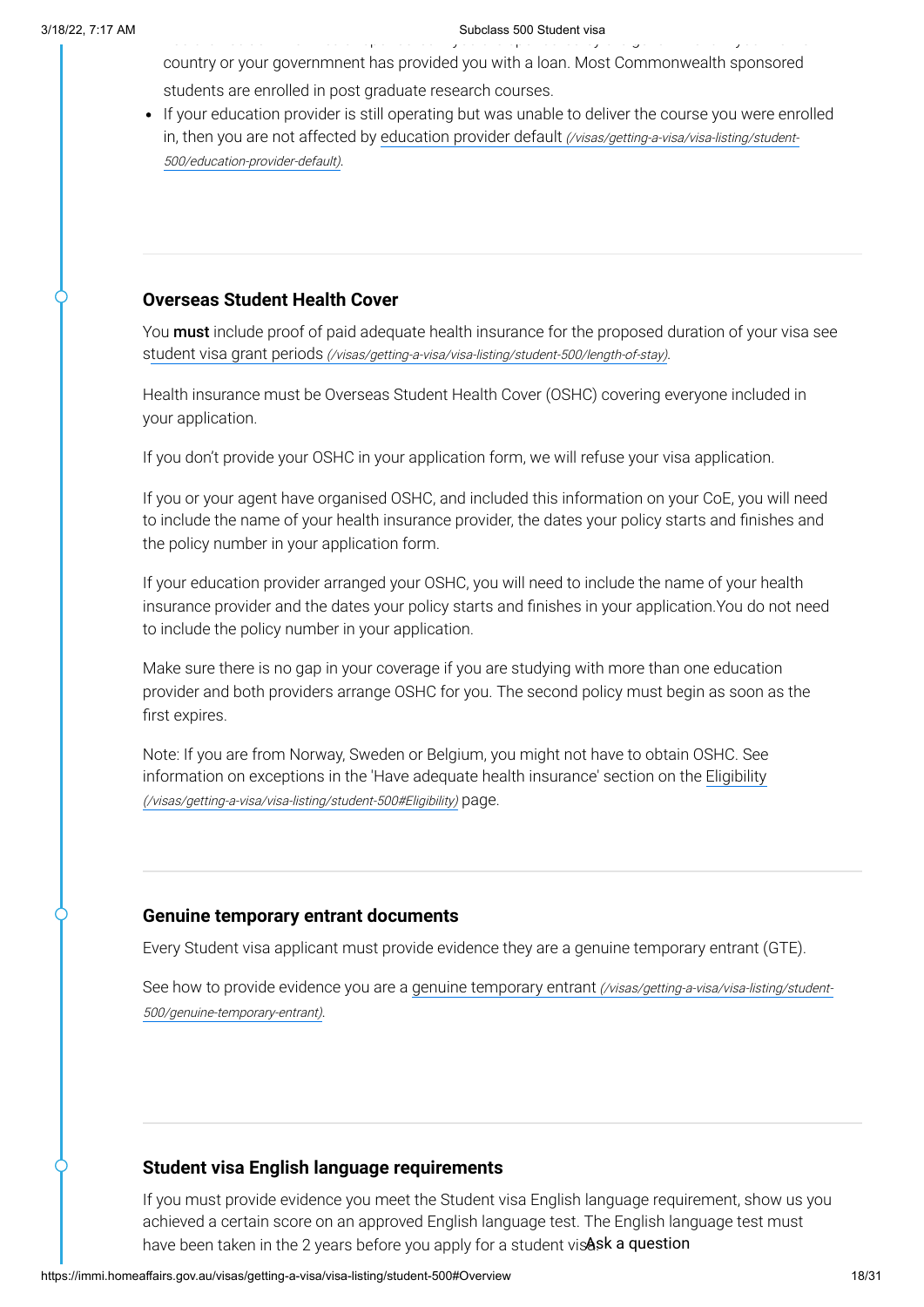country or your governmnent has provided you with a loan. Most Commonwealth sponsored students are enrolled in post graduate research courses.

- If your education provider is still operating but was unable to deliver the course you were enrolled in, then you are not affected by education provider default *(/visas/getting-a-visa/visa-listing/student-500/education-provider-default)*.

### Overseas Student Health Cover

You **must** include proof of paid adequate health insurance for the proposed duration of your visa see student visa grant periods *(/visas/getting-a-visa/visa-listing/student-500/length-of-stay)*.

Health insurance must be Overseas Student Health Cover (OSHC) covering everyone included in your application.

If you don't provide your OSHC in your application form, we will refuse your visa application.

If you or your agent have organised OSHC, and included this information on your CoE, you will need to include the name of your health insurance provider, the dates your policy starts and finishes and the policy number in your application form.

If your education provider arranged your OSHC, you will need to include the name of your health insurance provider and the dates your policy starts and finishes in your application.You do not need to include the policy number in your application.

Make sure there is no gap in your coverage if you are studying with more than one education provider and both providers arrange OSHC for you. The second policy must begin as soon as the first expires.

Note: If you are from Norway, Sweden or Belgium, you might not have to obtain OSHC. See information on exceptions in the 'Have adequate health insurance' section on the Eligibility *(/visas/getting-a-visa/visa-listing/student-500#Eligibility)* page.

### Genuine temporary entrant documents

Every Student visa applicant must provide evidence they are a genuine temporary entrant (GTE).

See how to provide evidence you are a genuine temporary entrant *(/visas/getting-a-visa/visa-listing/student-500/genuine-temporary-entrant)*.

### Student visa English language requirements

If you must provide evidence you meet the Student visa English language requirement, show us you achieved a certain score on an approved English language test. The English language test must have been taken in the 2 years before you apply for a student visa

Ask a question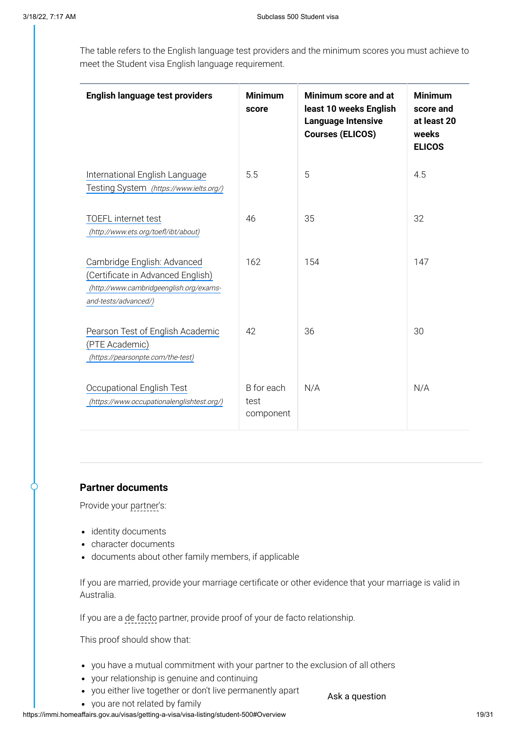The table refers to the English language test providers and the minimum scores you must achieve to meet the Student visa English language requirement.

| English language test providers | Minimum score | Minimum score and at least 10 weeks English Language Intensive Courses (ELICOS) | Minimum score and at least 20 weeks ELICOS |
|---|---|---|---|
| International English Language Testing System *(https://www.ielts.org/)* | 5.5 | 5 | 4.5 |
| TOEFL internet test *(http://www.ets.org/toefl/ibt/about)* | 46 | 35 | 32 |
| Cambridge English: Advanced (Certificate in Advanced English) *(http://www.cambridgeenglish.org/exams-and-tests/advanced/)* | 162 | 154 | 147 |
| Pearson Test of English Academic (PTE Academic) *(https://pearsonpte.com/the-test)* | 42 | 36 | 30 |
| Occupational English Test *(https://www.occupationalenglishtest.org/)* | B for each test component | N/A | N/A |

### Partner documents

Provide your partner's:

- identity documents
- character documents
- documents about other family members, if applicable

If you are married, provide your marriage certificate or other evidence that your marriage is valid in Australia.

If you are a de facto partner, provide proof of your de facto relationship.

This proof should show that:

- you have a mutual commitment with your partner to the exclusion of all others
- your relationship is genuine and continuing
- you either live together or don't live permanently apart
- you are not related by family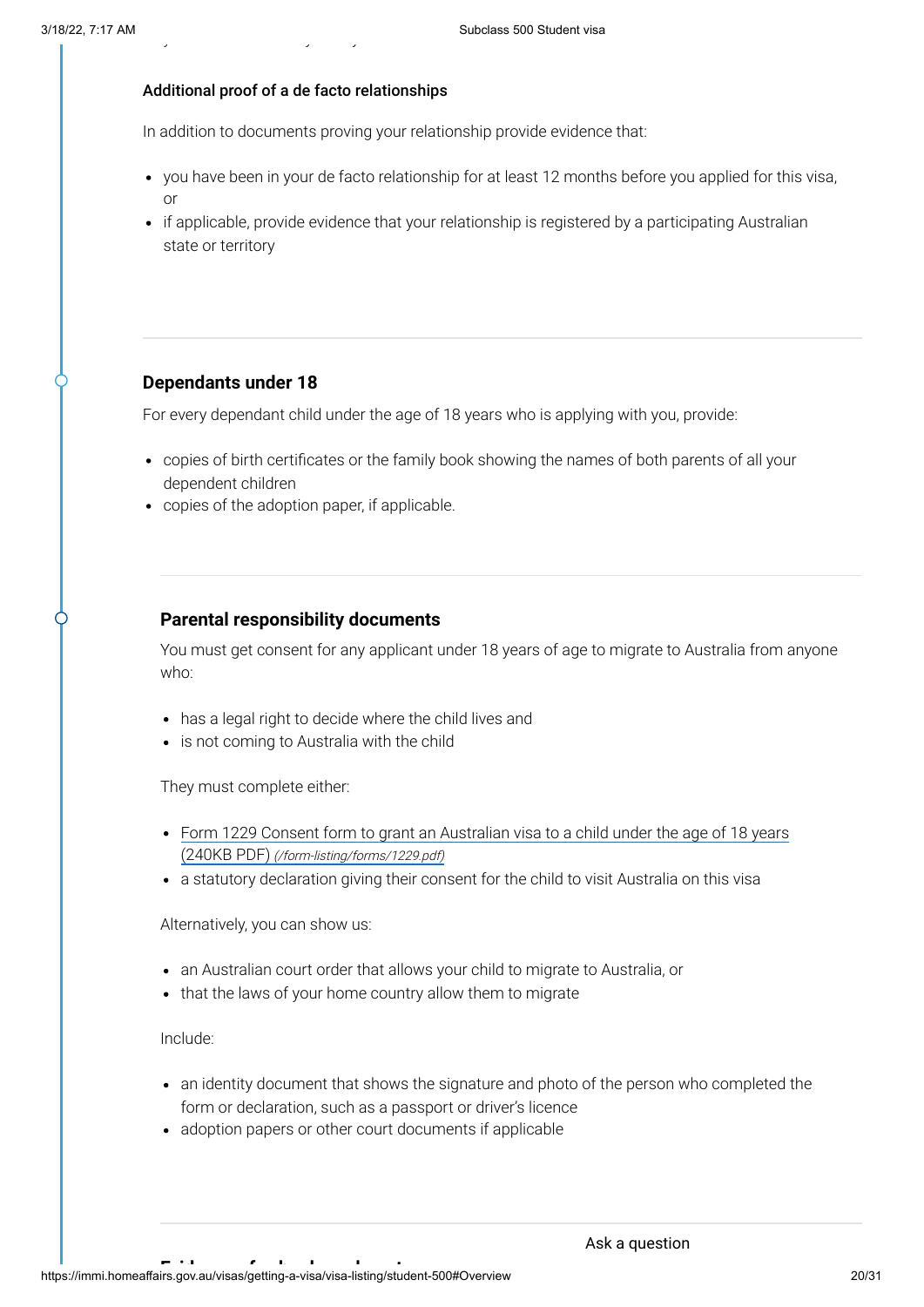#### Additional proof of a de facto relationships

In addition to documents proving your relationship provide evidence that:

- you have been in your de facto relationship for at least 12 months before you applied for this visa, or
- if applicable, provide evidence that your relationship is registered by a participating Australian state or territory

### Dependants under 18

For every dependant child under the age of 18 years who is applying with you, provide:

- copies of birth certificates or the family book showing the names of both parents of all your dependent children
- copies of the adoption paper, if applicable.

### Parental responsibility documents

You must get consent for any applicant under 18 years of age to migrate to Australia from anyone who:

- has a legal right to decide where the child lives and
- is not coming to Australia with the child

They must complete either:

- [Form 1229 Consent form to grant an Australian visa to a child under the age of 18 years (240KB PDF)](/form-listing/forms/1229.pdf) *(/form-listing/forms/1229.pdf)*
- a statutory declaration giving their consent for the child to visit Australia on this visa

Alternatively, you can show us:

- an Australian court order that allows your child to migrate to Australia, or
- that the laws of your home country allow them to migrate

Include:

- an identity document that shows the signature and photo of the person who completed the form or declaration, such as a passport or driver's licence
- adoption papers or other court documents if applicable

Ask a question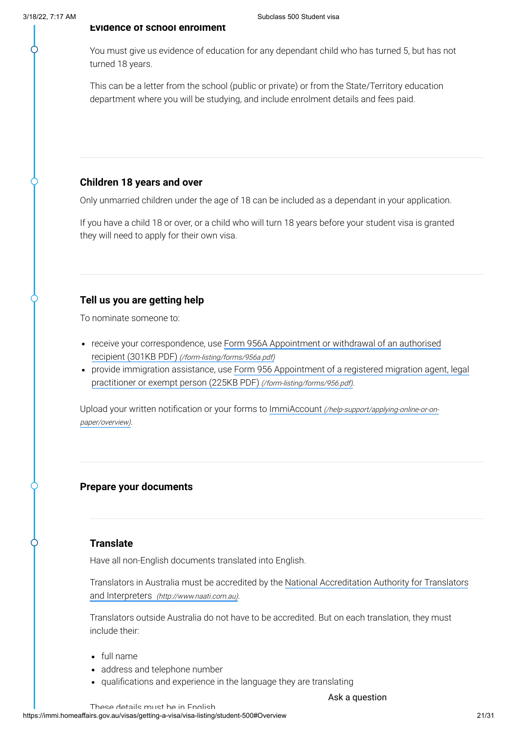**Evidence of school enrolment**

You must give us evidence of education for any dependant child who has turned 5, but has not turned 18 years.

This can be a letter from the school (public or private) or from the State/Territory education department where you will be studying, and include enrolment details and fees paid.

### Children 18 years and over

Only unmarried children under the age of 18 can be included as a dependant in your application.

If you have a child 18 or over, or a child who will turn 18 years before your student visa is granted they will need to apply for their own visa.

### Tell us you are getting help

To nominate someone to:

- receive your correspondence, use Form 956A Appointment or withdrawal of an authorised recipient (301KB PDF) *(/form-listing/forms/956a.pdf)*
- provide immigration assistance, use Form 956 Appointment of a registered migration agent, legal practitioner or exempt person (225KB PDF) *(/form-listing/forms/956.pdf)*.

Upload your written notification or your forms to ImmiAccount *(/help-support/applying-online-or-on-paper/overview)*.

### Prepare your documents

#### Translate

Have all non-English documents translated into English.

Translators in Australia must be accredited by the National Accreditation Authority for Translators and Interpreters *(http://www.naati.com.au)*.

Translators outside Australia do not have to be accredited. But on each translation, they must include their:

- full name
- address and telephone number
- qualifications and experience in the language they are translating

These details must be in English

Ask a question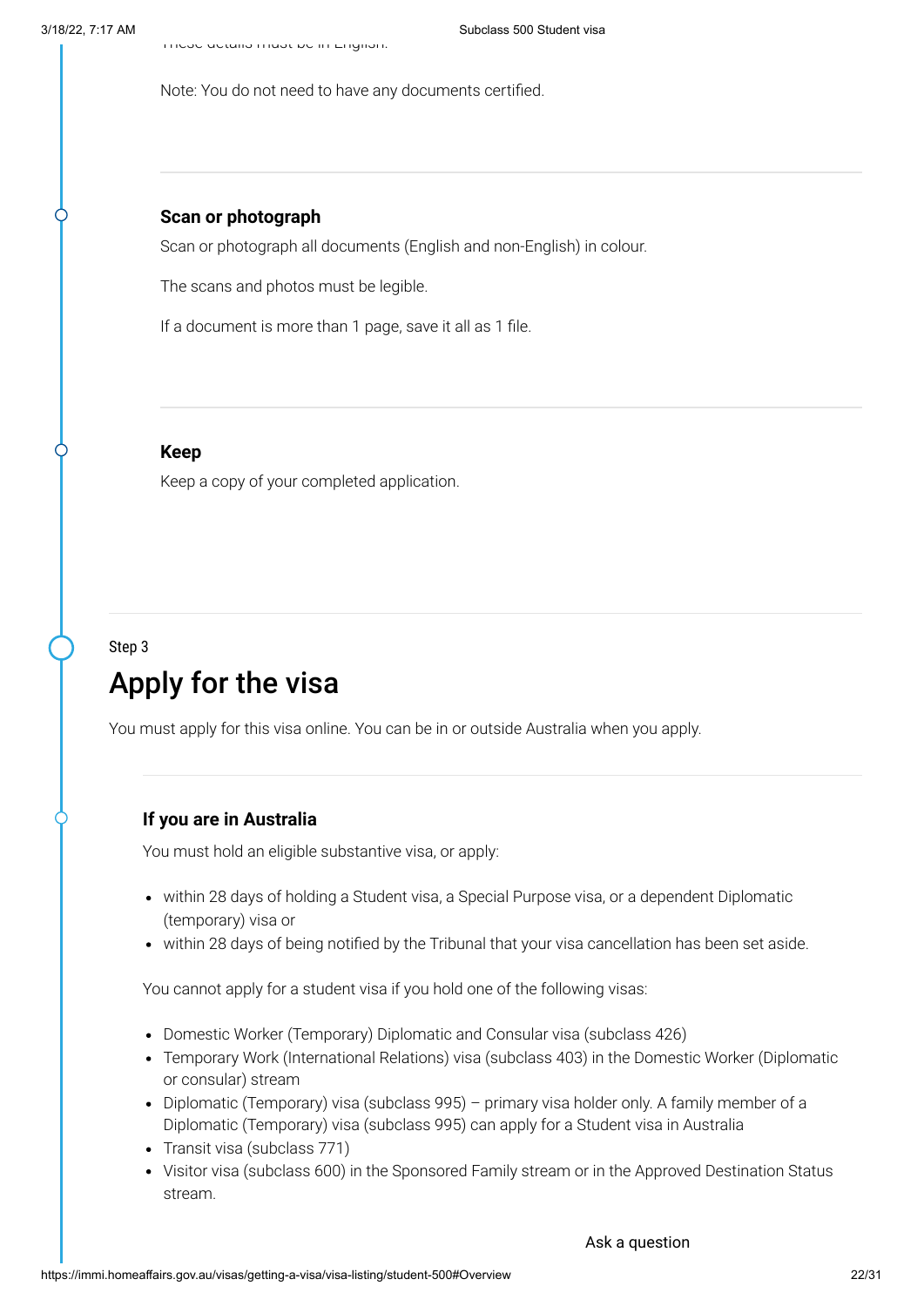These details must be in English.

Note: You do not need to have any documents certified.

### Scan or photograph

Scan or photograph all documents (English and non-English) in colour.

The scans and photos must be legible.

If a document is more than 1 page, save it all as 1 file.

### Keep

Keep a copy of your completed application.

Step 3

## Apply for the visa

You must apply for this visa online. You can be in or outside Australia when you apply.

### If you are in Australia

You must hold an eligible substantive visa, or apply:

- within 28 days of holding a Student visa, a Special Purpose visa, or a dependent Diplomatic (temporary) visa or
- within 28 days of being notified by the Tribunal that your visa cancellation has been set aside.

You cannot apply for a student visa if you hold one of the following visas:

- Domestic Worker (Temporary) Diplomatic and Consular visa (subclass 426)
- Temporary Work (International Relations) visa (subclass 403) in the Domestic Worker (Diplomatic or consular) stream
- Diplomatic (Temporary) visa (subclass 995) – primary visa holder only. A family member of a Diplomatic (Temporary) visa (subclass 995) can apply for a Student visa in Australia
- Transit visa (subclass 771)
- Visitor visa (subclass 600) in the Sponsored Family stream or in the Approved Destination Status stream.

Ask a question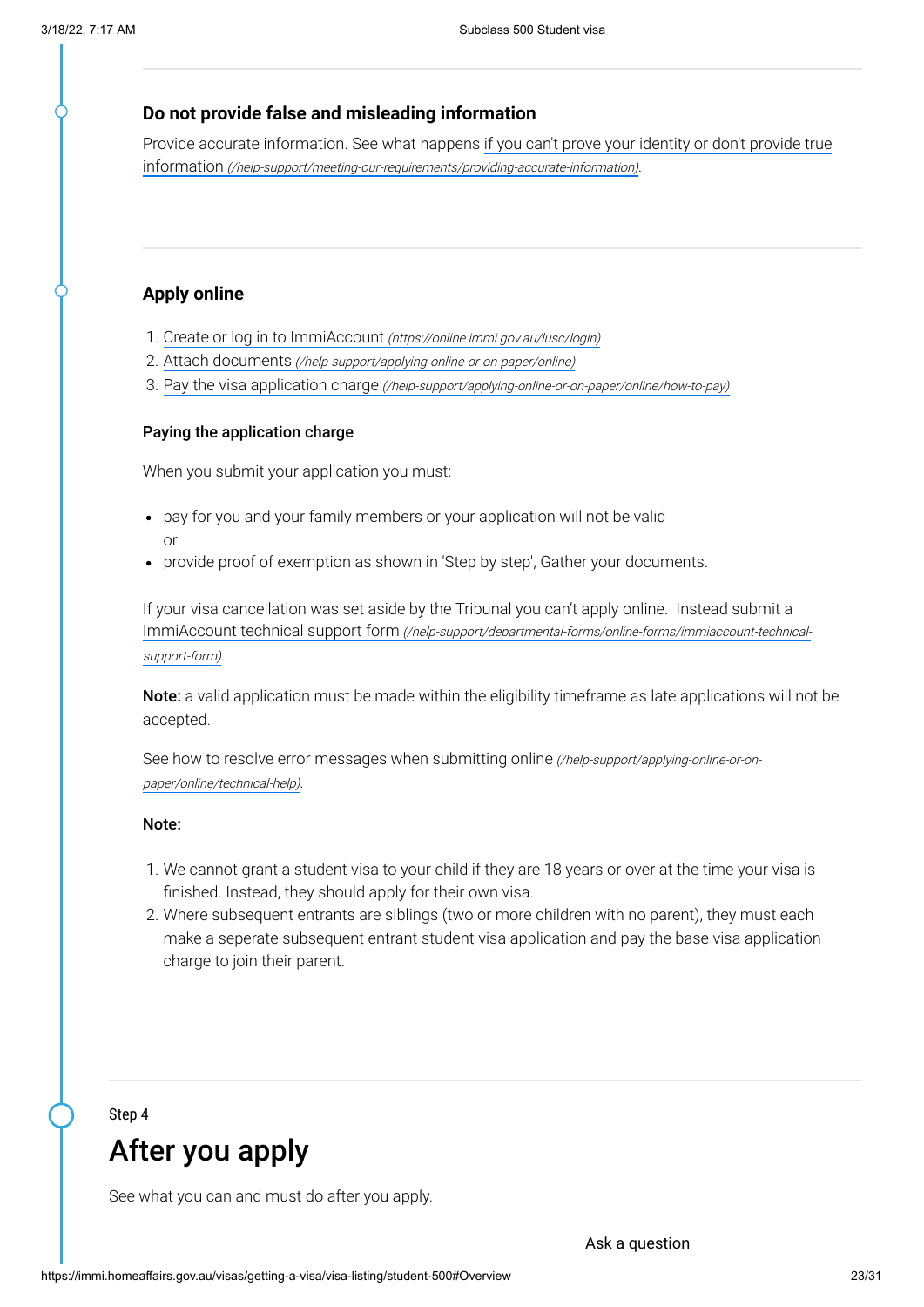### Do not provide false and misleading information

Provide accurate information. See what happens [if you can't prove your identity or don't provide true information](/help-support/meeting-our-requirements/providing-accurate-information) *(/help-support/meeting-our-requirements/providing-accurate-information)*.

### Apply online

1. Create or log in to ImmiAccount *(https://online.immi.gov.au/lusc/login)*
2. Attach documents *(/help-support/applying-online-or-on-paper/online)*
3. Pay the visa application charge *(/help-support/applying-online-or-on-paper/online/how-to-pay)*

#### Paying the application charge

When you submit your application you must:

- pay for you and your family members or your application will not be valid
  or
- provide proof of exemption as shown in 'Step by step', Gather your documents.

If your visa cancellation was set aside by the Tribunal you can't apply online. Instead submit a ImmiAccount technical support form *(/help-support/departmental-forms/online-forms/immiaccount-technical-support-form)*.

**Note:** a valid application must be made within the eligibility timeframe as late applications will not be accepted.

See how to resolve error messages when submitting online *(/help-support/applying-online-or-on-paper/online/technical-help)*.

**Note:**

1. We cannot grant a student visa to your child if they are 18 years or over at the time your visa is finished. Instead, they should apply for their own visa.
2. Where subsequent entrants are siblings (two or more children with no parent), they must each make a seperate subsequent entrant student visa application and pay the base visa application charge to join their parent.

Step 4

## After you apply

See what you can and must do after you apply.

Ask a question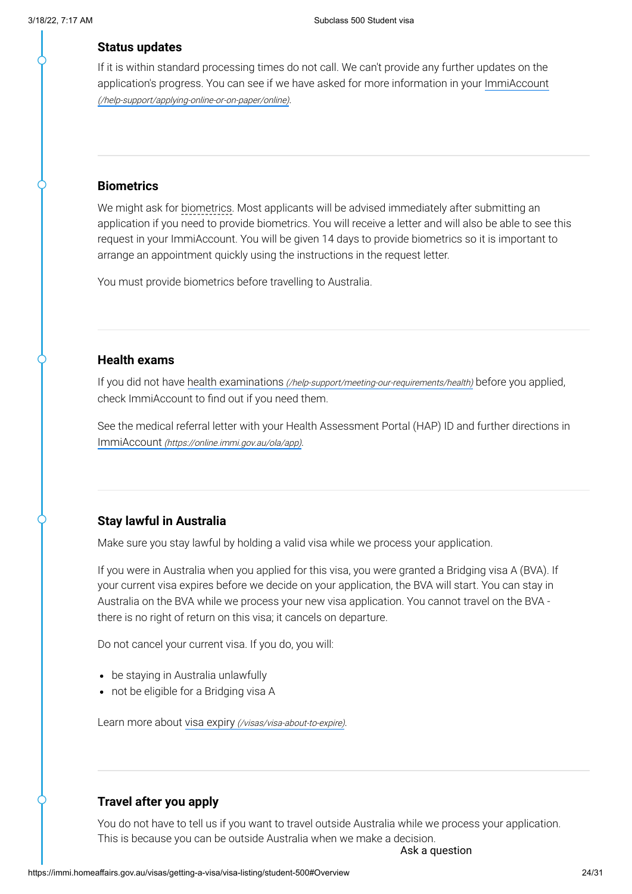### Status updates

If it is within standard processing times do not call. We can't provide any further updates on the application's progress. You can see if we have asked for more information in your ImmiAccount *(/help-support/applying-online-or-on-paper/online)*.

### Biometrics

We might ask for biometrics. Most applicants will be advised immediately after submitting an application if you need to provide biometrics. You will receive a letter and will also be able to see this request in your ImmiAccount. You will be given 14 days to provide biometrics so it is important to arrange an appointment quickly using the instructions in the request letter.

You must provide biometrics before travelling to Australia.

### Health exams

If you did not have health examinations *(/help-support/meeting-our-requirements/health)* before you applied, check ImmiAccount to find out if you need them.

See the medical referral letter with your Health Assessment Portal (HAP) ID and further directions in ImmiAccount *(https://online.immi.gov.au/ola/app)*.

### Stay lawful in Australia

Make sure you stay lawful by holding a valid visa while we process your application.

If you were in Australia when you applied for this visa, you were granted a Bridging visa A (BVA). If your current visa expires before we decide on your application, the BVA will start. You can stay in Australia on the BVA while we process your new visa application. You cannot travel on the BVA - there is no right of return on this visa; it cancels on departure.

Do not cancel your current visa. If you do, you will:

- be staying in Australia unlawfully
- not be eligible for a Bridging visa A

Learn more about visa expiry *(/visas/visa-about-to-expire)*.

### Travel after you apply

You do not have to tell us if you want to travel outside Australia while we process your application. This is because you can be outside Australia when we make a decision.

Ask a question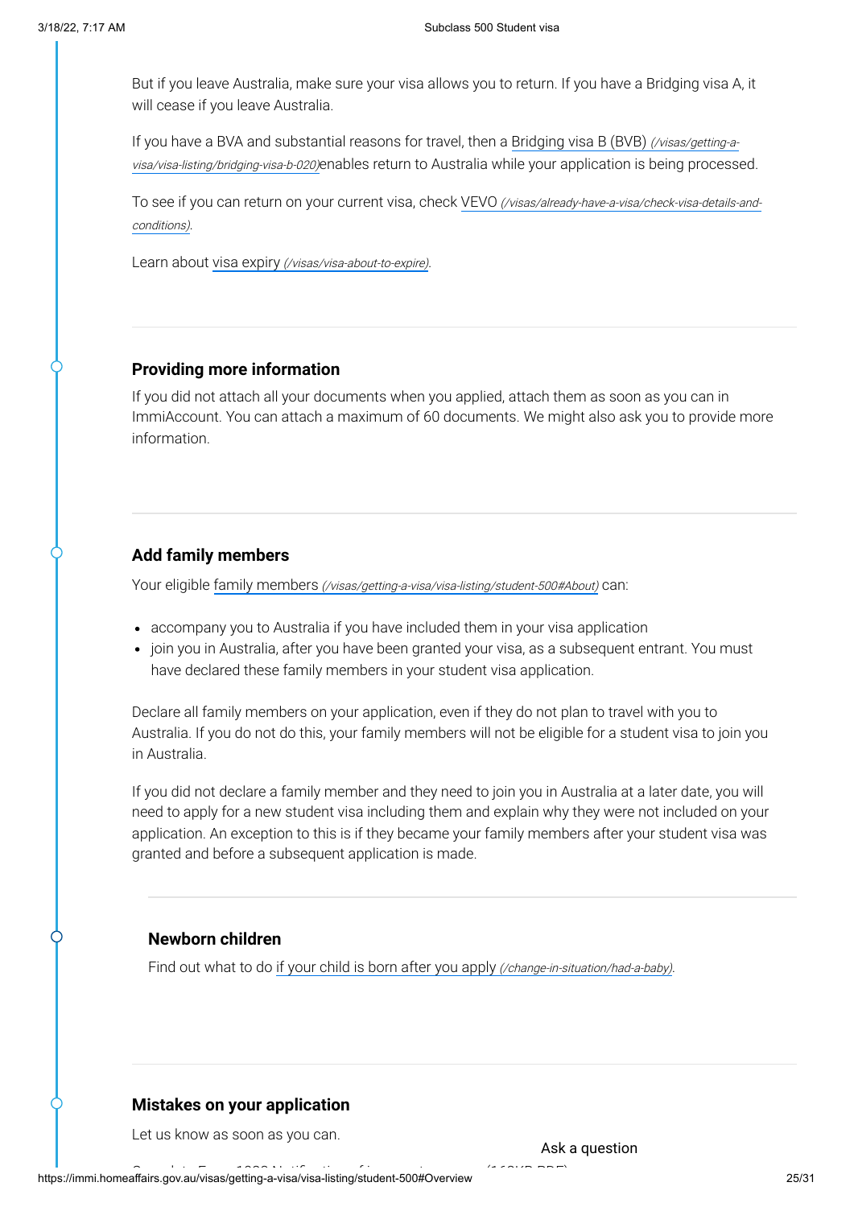But if you leave Australia, make sure your visa allows you to return. If you have a Bridging visa A, it will cease if you leave Australia.

If you have a BVA and substantial reasons for travel, then a Bridging visa B (BVB) *(/visas/getting-a-visa/visa-listing/bridging-visa-b-020)* enables return to Australia while your application is being processed.

To see if you can return on your current visa, check VEVO *(/visas/already-have-a-visa/check-visa-details-and-conditions)*.

Learn about visa expiry *(/visas/visa-about-to-expire)*.

### Providing more information

If you did not attach all your documents when you applied, attach them as soon as you can in ImmiAccount. You can attach a maximum of 60 documents. We might also ask you to provide more information.

### Add family members

Your eligible family members *(/visas/getting-a-visa/visa-listing/student-500#About)* can:

- accompany you to Australia if you have included them in your visa application
- join you in Australia, after you have been granted your visa, as a subsequent entrant. You must have declared these family members in your student visa application.

Declare all family members on your application, even if they do not plan to travel with you to Australia. If you do not do this, your family members will not be eligible for a student visa to join you in Australia.

If you did not declare a family member and they need to join you in Australia at a later date, you will need to apply for a new student visa including them and explain why they were not included on your application. An exception to this is if they became your family members after your student visa was granted and before a subsequent application is made.

#### Newborn children

Find out what to do if your child is born after you apply *(/change-in-situation/had-a-baby)*.

### Mistakes on your application

Let us know as soon as you can.

Ask a question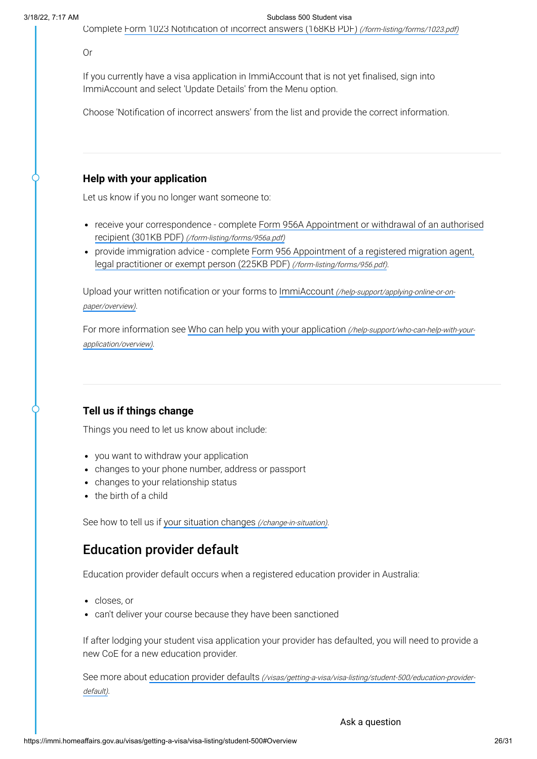Complete Form 1023 Notification of incorrect answers (168KB PDF) *(/form-listing/forms/1023.pdf)*

Or

If you currently have a visa application in ImmiAccount that is not yet finalised, sign into ImmiAccount and select 'Update Details' from the Menu option.

Choose 'Notification of incorrect answers' from the list and provide the correct information.

### Help with your application

Let us know if you no longer want someone to:

- receive your correspondence - complete Form 956A Appointment or withdrawal of an authorised recipient (301KB PDF) *(/form-listing/forms/956a.pdf)*
- provide immigration advice - complete Form 956 Appointment of a registered migration agent, legal practitioner or exempt person (225KB PDF) *(/form-listing/forms/956.pdf)*.

Upload your written notification or your forms to ImmiAccount *(/help-support/applying-online-or-on-paper/overview)*.

For more information see Who can help you with your application *(/help-support/who-can-help-with-your-application/overview)*.

### Tell us if things change

Things you need to let us know about include:

- you want to withdraw your application
- changes to your phone number, address or passport
- changes to your relationship status
- the birth of a child

See how to tell us if your situation changes *(/change-in-situation)*.

## Education provider default

Education provider default occurs when a registered education provider in Australia:

- closes, or
- can't deliver your course because they have been sanctioned

If after lodging your student visa application your provider has defaulted, you will need to provide a new CoE for a new education provider.

See more about education provider defaults *(/visas/getting-a-visa/visa-listing/student-500/education-provider-default)*.

Ask a question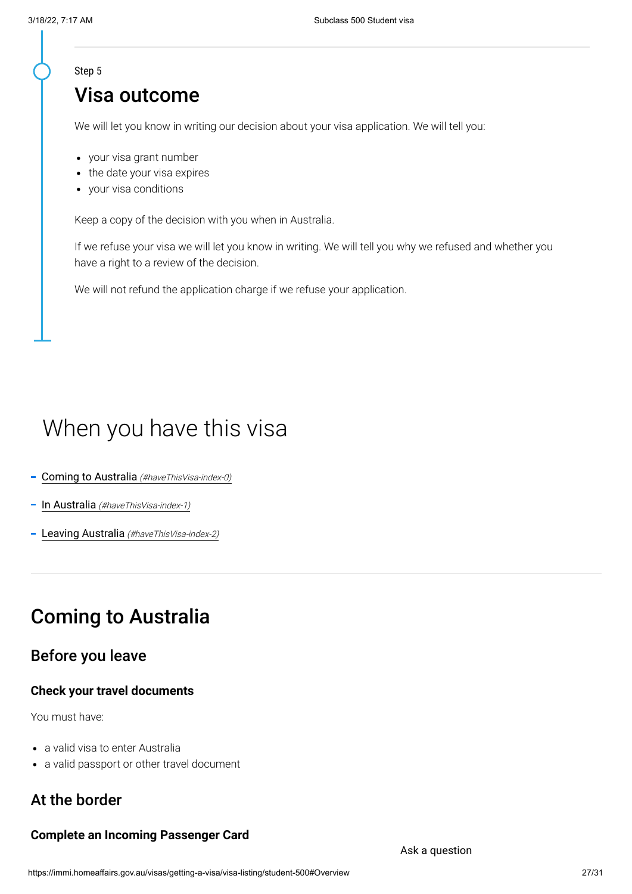Step 5

## Visa outcome

We will let you know in writing our decision about your visa application. We will tell you:

- your visa grant number
- the date your visa expires
- your visa conditions

Keep a copy of the decision with you when in Australia.

If we refuse your visa we will let you know in writing. We will tell you why we refused and whether you have a right to a review of the decision.

We will not refund the application charge if we refuse your application.

# When you have this visa

- Coming to Australia *(#haveThisVisa-index-0)*
- In Australia *(#haveThisVisa-index-1)*
- Leaving Australia *(#haveThisVisa-index-2)*

## Coming to Australia

### Before you leave

#### Check your travel documents

You must have:

- a valid visa to enter Australia
- a valid passport or other travel document

### At the border

#### Complete an Incoming Passenger Card

Ask a question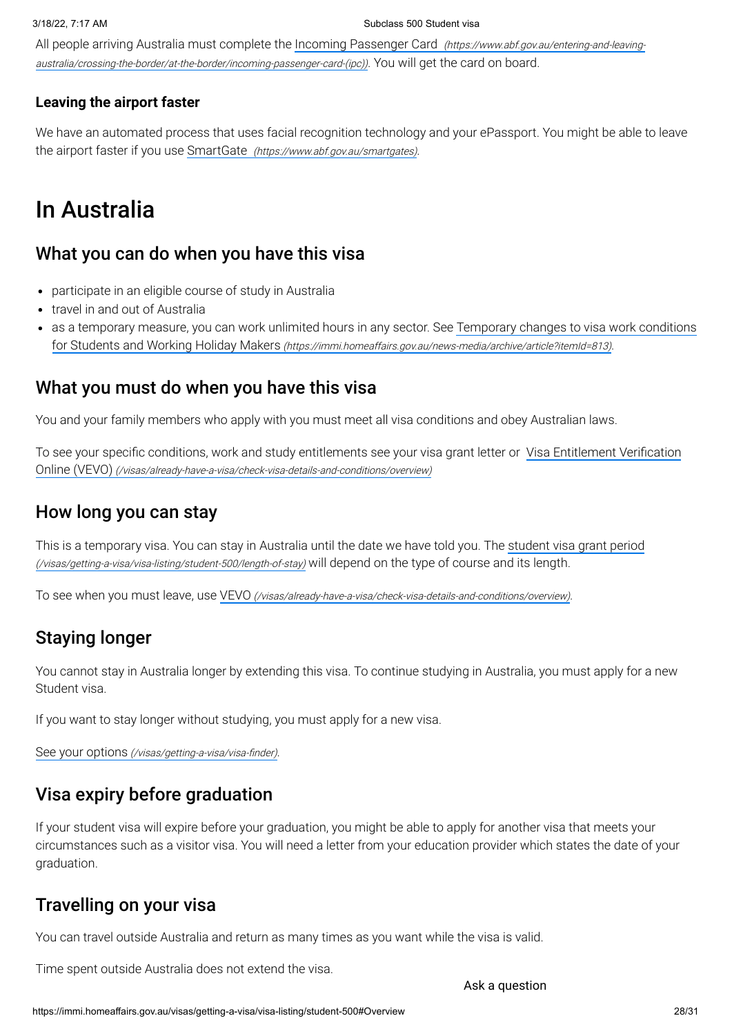All people arriving Australia must complete the [Incoming Passenger Card](https://www.abf.gov.au/entering-and-leaving-australia/crossing-the-border/at-the-border/incoming-passenger-card-(ipc)) *(https://www.abf.gov.au/entering-and-leaving-australia/crossing-the-border/at-the-border/incoming-passenger-card-(ipc))*. You will get the card on board.

**Leaving the airport faster**

We have an automated process that uses facial recognition technology and your ePassport. You might be able to leave the airport faster if you use [SmartGate](https://www.abf.gov.au/smartgates) *(https://www.abf.gov.au/smartgates)*.

# In Australia

## What you can do when you have this visa

- participate in an eligible course of study in Australia
- travel in and out of Australia
- as a temporary measure, you can work unlimited hours in any sector. See [Temporary changes to visa work conditions for Students and Working Holiday Makers](https://immi.homeaffairs.gov.au/news-media/archive/article?itemId=813) *(https://immi.homeaffairs.gov.au/news-media/archive/article?itemId=813)*.

## What you must do when you have this visa

You and your family members who apply with you must meet all visa conditions and obey Australian laws.

To see your specific conditions, work and study entitlements see your visa grant letter or [Visa Entitlement Verification Online (VEVO)](/visas/already-have-a-visa/check-visa-details-and-conditions/overview) *(/visas/already-have-a-visa/check-visa-details-and-conditions/overview)*

## How long you can stay

This is a temporary visa. You can stay in Australia until the date we have told you. The [student visa grant period](/visas/getting-a-visa/visa-listing/student-500/length-of-stay) *(/visas/getting-a-visa/visa-listing/student-500/length-of-stay)* will depend on the type of course and its length.

To see when you must leave, use [VEVO](/visas/already-have-a-visa/check-visa-details-and-conditions/overview) *(/visas/already-have-a-visa/check-visa-details-and-conditions/overview)*.

## Staying longer

You cannot stay in Australia longer by extending this visa. To continue studying in Australia, you must apply for a new Student visa.

If you want to stay longer without studying, you must apply for a new visa.

[See your options](/visas/getting-a-visa/visa-finder) *(/visas/getting-a-visa/visa-finder)*.

## Visa expiry before graduation

If your student visa will expire before your graduation, you might be able to apply for another visa that meets your circumstances such as a visitor visa. You will need a letter from your education provider which states the date of your graduation.

## Travelling on your visa

You can travel outside Australia and return as many times as you want while the visa is valid.

Time spent outside Australia does not extend the visa.

Ask a question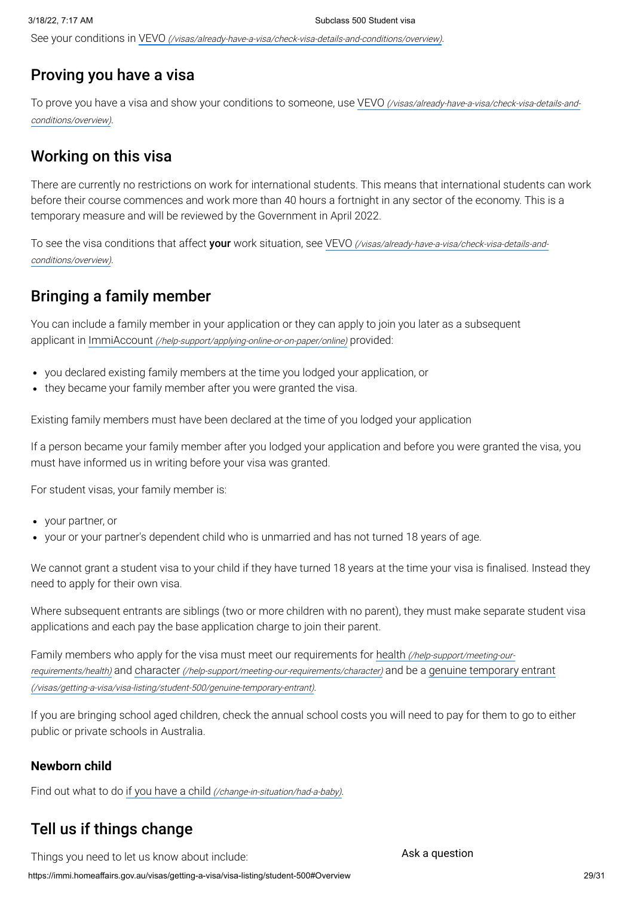See your conditions in VEVO *(/visas/already-have-a-visa/check-visa-details-and-conditions/overview)*.

## Proving you have a visa

To prove you have a visa and show your conditions to someone, use VEVO *(/visas/already-have-a-visa/check-visa-details-and-conditions/overview)*.

## Working on this visa

There are currently no restrictions on work for international students. This means that international students can work before their course commences and work more than 40 hours a fortnight in any sector of the economy. This is a temporary measure and will be reviewed by the Government in April 2022.

To see the visa conditions that affect **your** work situation, see VEVO *(/visas/already-have-a-visa/check-visa-details-and-conditions/overview)*.

## Bringing a family member

You can include a family member in your application or they can apply to join you later as a subsequent applicant in ImmiAccount *(/help-support/applying-online-or-on-paper/online)* provided:

- you declared existing family members at the time you lodged your application, or
- they became your family member after you were granted the visa.

Existing family members must have been declared at the time of you lodged your application

If a person became your family member after you lodged your application and before you were granted the visa, you must have informed us in writing before your visa was granted.

For student visas, your family member is:

- your partner, or
- your or your partner's dependent child who is unmarried and has not turned 18 years of age.

We cannot grant a student visa to your child if they have turned 18 years at the time your visa is finalised. Instead they need to apply for their own visa.

Where subsequent entrants are siblings (two or more children with no parent), they must make separate student visa applications and each pay the base application charge to join their parent.

Family members who apply for the visa must meet our requirements for health *(/help-support/meeting-our-requirements/health)* and character *(/help-support/meeting-our-requirements/character)* and be a genuine temporary entrant *(/visas/getting-a-visa/visa-listing/student-500/genuine-temporary-entrant)*.

If you are bringing school aged children, check the annual school costs you will need to pay for them to go to either public or private schools in Australia.

### Newborn child

Find out what to do if you have a child *(/change-in-situation/had-a-baby)*.

## Tell us if things change

Things you need to let us know about include: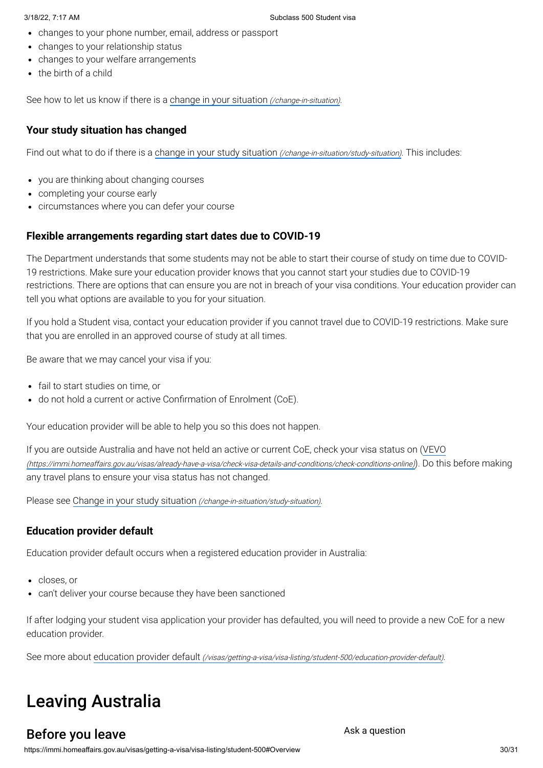- changes to your phone number, email, address or passport
- changes to your relationship status
- changes to your welfare arrangements
- the birth of a child

See how to let us know if there is a [change in your situation](/change-in-situation).

### Your study situation has changed

Find out what to do if there is a [change in your study situation](/change-in-situation/study-situation). This includes:

- you are thinking about changing courses
- completing your course early
- circumstances where you can defer your course

### Flexible arrangements regarding start dates due to COVID-19

The Department understands that some students may not be able to start their course of study on time due to COVID-19 restrictions. Make sure your education provider knows that you cannot start your studies due to COVID-19 restrictions. There are options that can ensure you are not in breach of your visa conditions. Your education provider can tell you what options are available to you for your situation.

If you hold a Student visa, contact your education provider if you cannot travel due to COVID-19 restrictions. Make sure that you are enrolled in an approved course of study at all times.

Be aware that we may cancel your visa if you:

- fail to start studies on time, or
- do not hold a current or active Confirmation of Enrolment (CoE).

Your education provider will be able to help you so this does not happen.

If you are outside Australia and have not held an active or current CoE, check your visa status on ([VEVO](https://immi.homeaffairs.gov.au/visas/already-have-a-visa/check-visa-details-and-conditions/check-conditions-online)). Do this before making any travel plans to ensure your visa status has not changed.

Please see [Change in your study situation](/change-in-situation/study-situation).

### Education provider default

Education provider default occurs when a registered education provider in Australia:

- closes, or
- can't deliver your course because they have been sanctioned

If after lodging your student visa application your provider has defaulted, you will need to provide a new CoE for a new education provider.

See more about [education provider default](/visas/getting-a-visa/visa-listing/student-500/education-provider-default).

# Leaving Australia

## Before you leave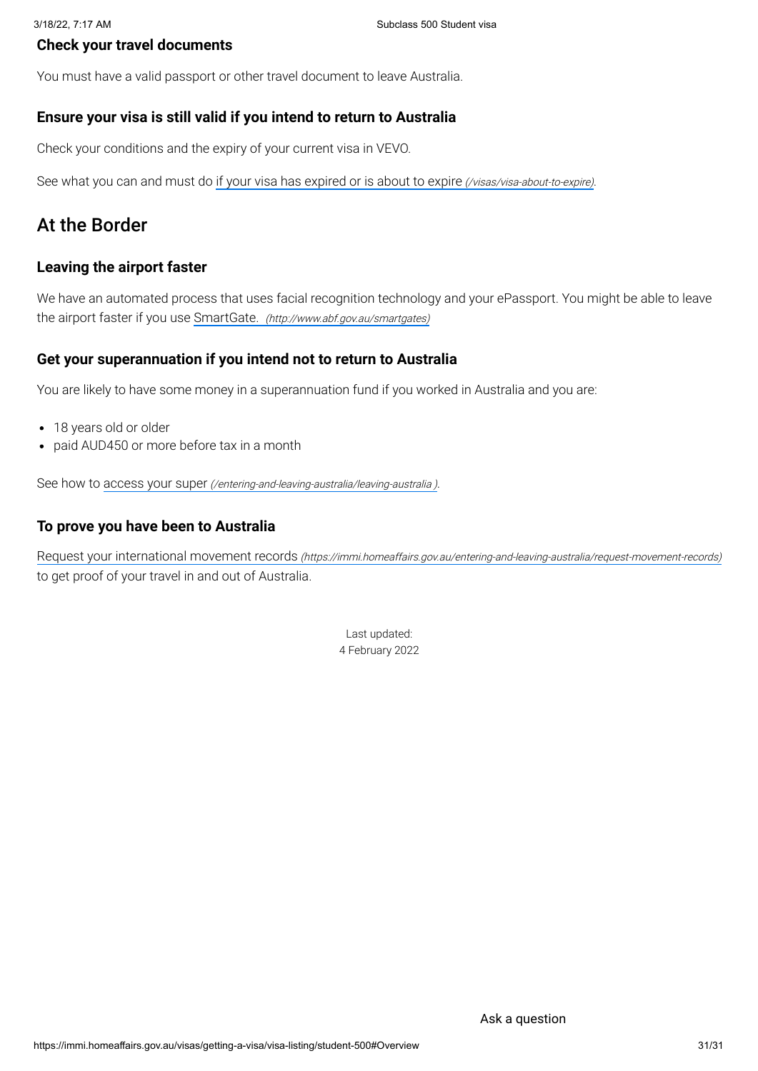### Check your travel documents

You must have a valid passport or other travel document to leave Australia.

### Ensure your visa is still valid if you intend to return to Australia

Check your conditions and the expiry of your current visa in VEVO.

See what you can and must do if your visa has expired or is about to expire *(/visas/visa-about-to-expire)*.

## At the Border

### Leaving the airport faster

We have an automated process that uses facial recognition technology and your ePassport. You might be able to leave the airport faster if you use SmartGate. *(http://www.abf.gov.au/smartgates)*

### Get your superannuation if you intend not to return to Australia

You are likely to have some money in a superannuation fund if you worked in Australia and you are:

- 18 years old or older
- paid AUD450 or more before tax in a month

See how to access your super *(/entering-and-leaving-australia/leaving-australia )*.

### To prove you have been to Australia

Request your international movement records *(https://immi.homeaffairs.gov.au/entering-and-leaving-australia/request-movement-records)* to get proof of your travel in and out of Australia.

Last updated:
4 February 2022

Ask a question